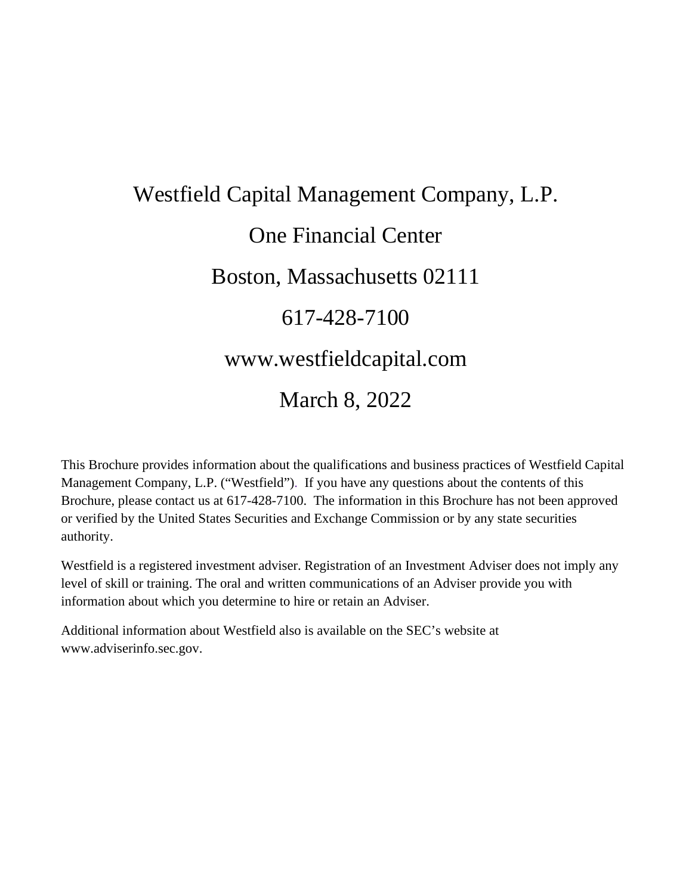# Westfield Capital Management Company, L.P.

One Financial Center

Boston, Massachusetts 02111

617-428-7100

www.westfieldcapital.com

March 8, 2022

This Brochure provides information about the qualifications and business practices of Westfield Capital Management Company, L.P. ("Westfield"). If you have any questions about the contents of this Brochure, please contact us at 617-428-7100. The information in this Brochure has not been approved or verified by the United States Securities and Exchange Commission or by any state securities authority.

Westfield is a registered investment adviser. Registration of an Investment Adviser does not imply any level of skill or training. The oral and written communications of an Adviser provide you with information about which you determine to hire or retain an Adviser.

Additional information about Westfield also is available on the SEC's website at www.adviserinfo.sec.gov.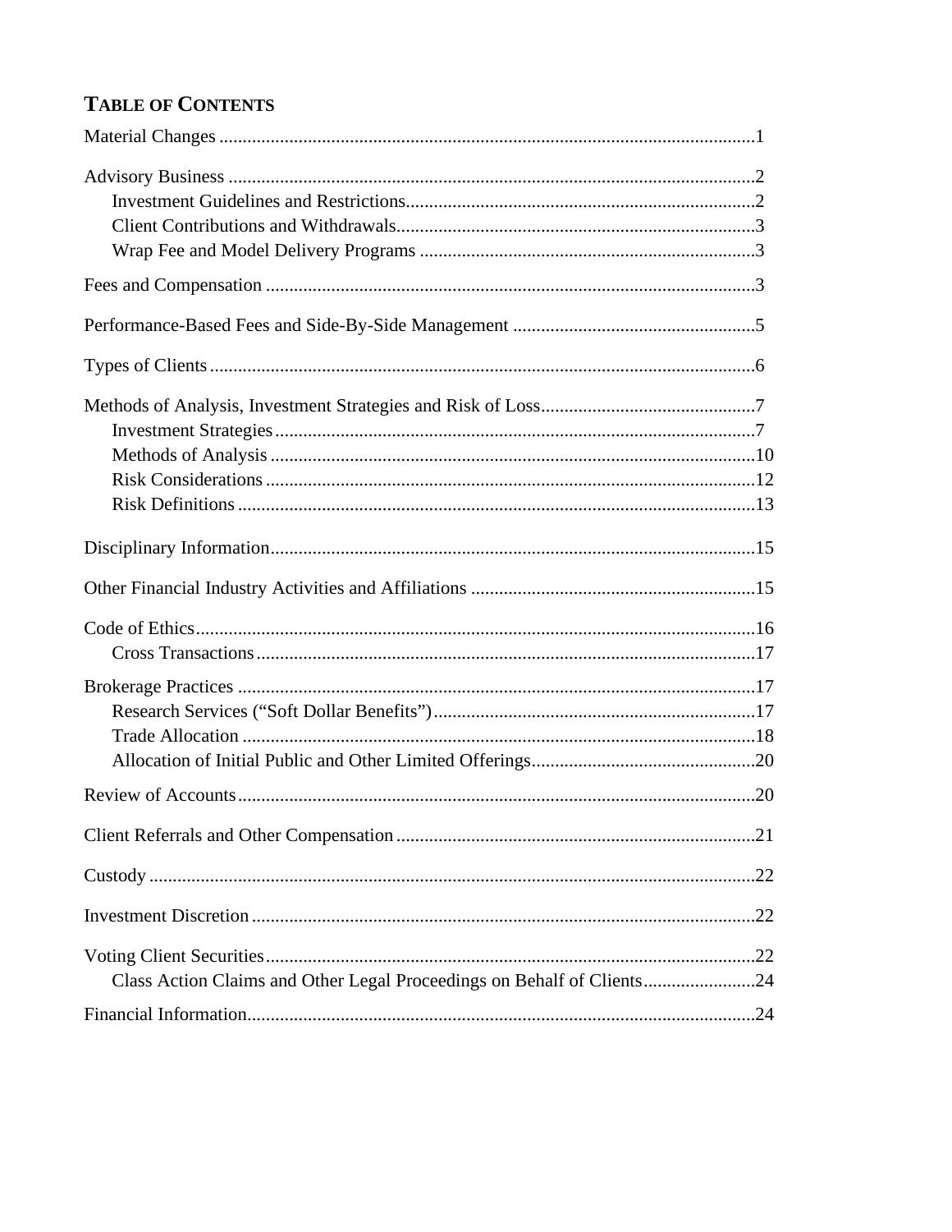## Table of Contents

Material Changes ............................................................................................................1

Advisory Business ..........................................................................................................2
- Investment Guidelines and Restrictions.....................................................................2
- Client Contributions and Withdrawals........................................................................3
- Wrap Fee and Model Delivery Programs ...................................................................3

Fees and Compensation .................................................................................................3

Performance-Based Fees and Side-By-Side Management ..............................................5

Types of Clients ..............................................................................................................6

Methods of Analysis, Investment Strategies and Risk of Loss........................................7
- Investment Strategies .................................................................................................7
- Methods of Analysis ..................................................................................................10
- Risk Considerations ...................................................................................................12
- Risk Definitions .........................................................................................................13

Disciplinary Information.................................................................................................15

Other Financial Industry Activities and Affiliations ......................................................15

Code of Ethics.................................................................................................................16
- Cross Transactions .....................................................................................................17

Brokerage Practices ........................................................................................................17
- Research Services (“Soft Dollar Benefits”)................................................................17
- Trade Allocation ........................................................................................................18
- Allocation of Initial Public and Other Limited Offerings...........................................20

Review of Accounts........................................................................................................20

Client Referrals and Other Compensation ......................................................................21

Custody ...........................................................................................................................22

Investment Discretion .....................................................................................................22

Voting Client Securities..................................................................................................22
- Class Action Claims and Other Legal Proceedings on Behalf of Clients...................24

Financial Information......................................................................................................24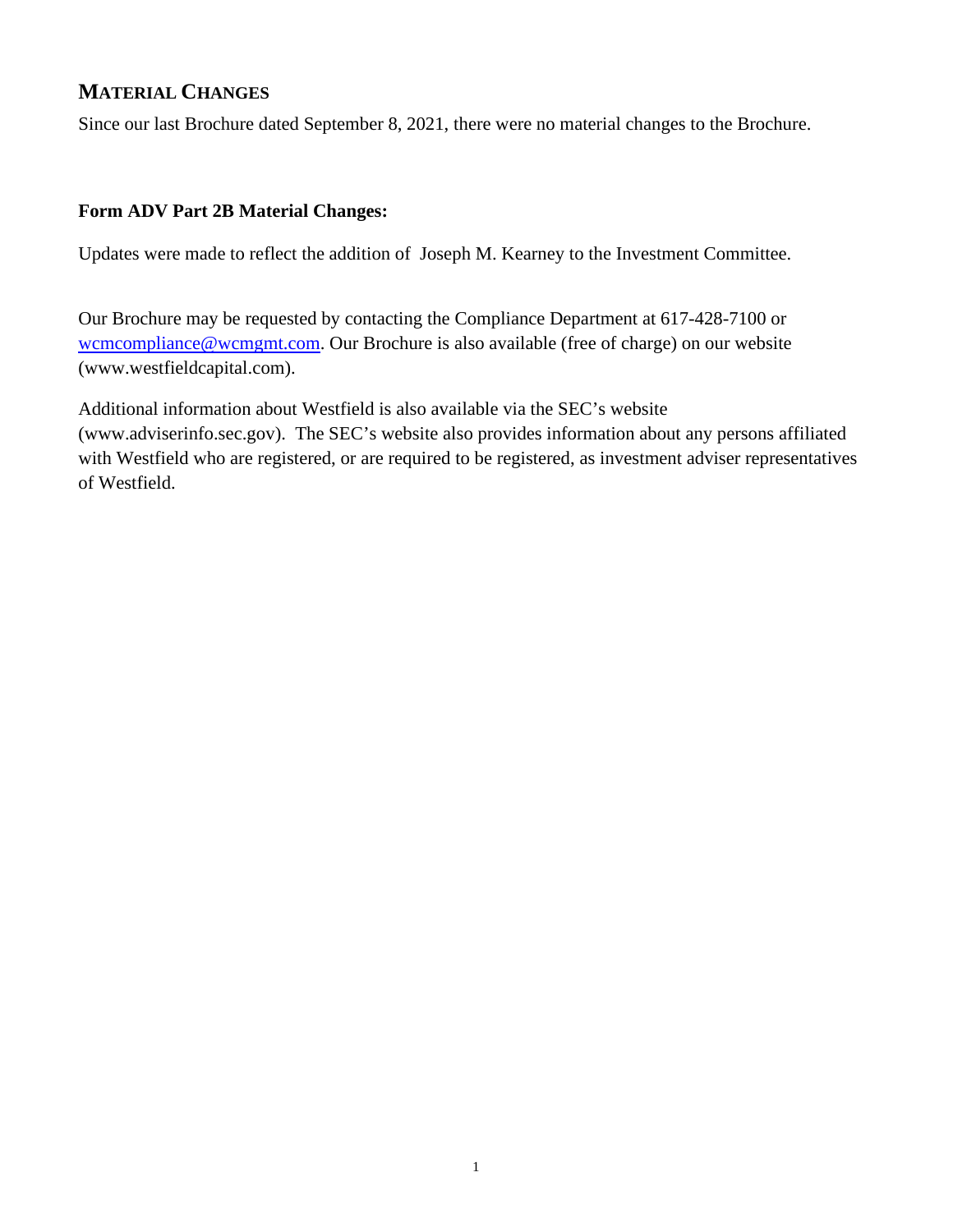## MATERIAL CHANGES

Since our last Brochure dated September 8, 2021, there were no material changes to the Brochure.

**Form ADV Part 2B Material Changes:**

Updates were made to reflect the addition of Joseph M. Kearney to the Investment Committee.

Our Brochure may be requested by contacting the Compliance Department at 617-428-7100 or wcmcompliance@wcmgmt.com. Our Brochure is also available (free of charge) on our website (www.westfieldcapital.com).

Additional information about Westfield is also available via the SEC's website (www.adviserinfo.sec.gov). The SEC's website also provides information about any persons affiliated with Westfield who are registered, or are required to be registered, as investment adviser representatives of Westfield.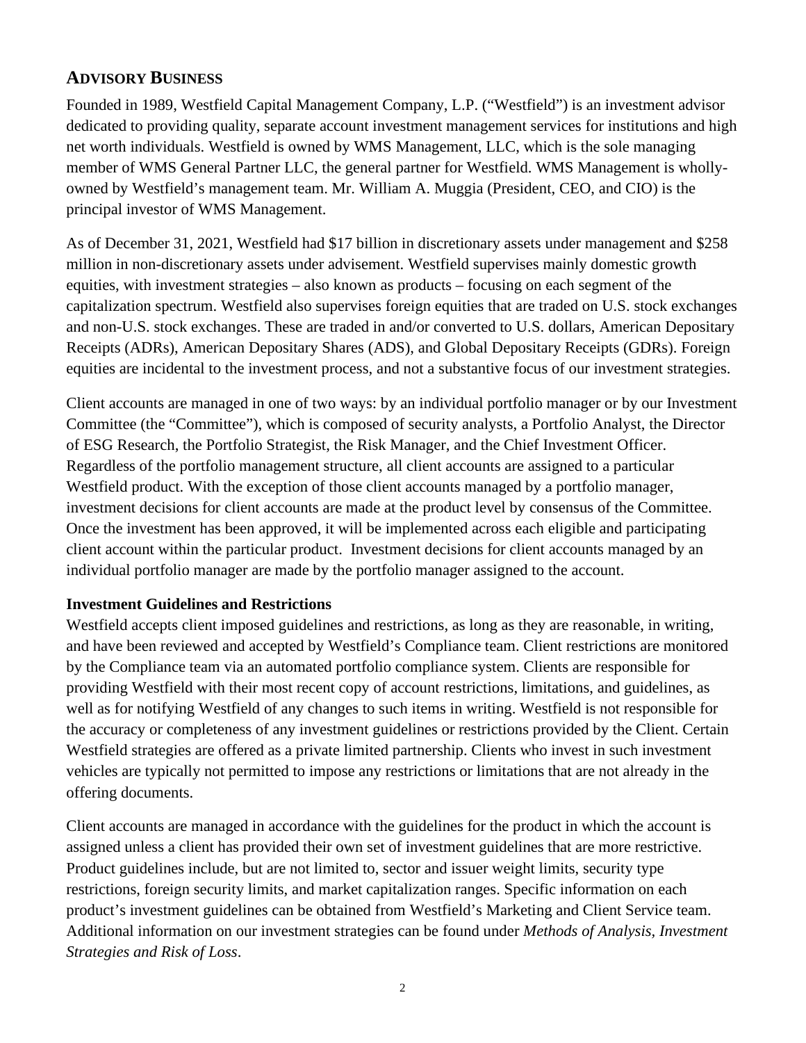## ADVISORY BUSINESS

Founded in 1989, Westfield Capital Management Company, L.P. ("Westfield") is an investment advisor dedicated to providing quality, separate account investment management services for institutions and high net worth individuals. Westfield is owned by WMS Management, LLC, which is the sole managing member of WMS General Partner LLC, the general partner for Westfield. WMS Management is wholly-owned by Westfield's management team. Mr. William A. Muggia (President, CEO, and CIO) is the principal investor of WMS Management.

As of December 31, 2021, Westfield had $17 billion in discretionary assets under management and $258 million in non-discretionary assets under advisement. Westfield supervises mainly domestic growth equities, with investment strategies – also known as products – focusing on each segment of the capitalization spectrum. Westfield also supervises foreign equities that are traded on U.S. stock exchanges and non-U.S. stock exchanges. These are traded in and/or converted to U.S. dollars, American Depositary Receipts (ADRs), American Depositary Shares (ADS), and Global Depositary Receipts (GDRs). Foreign equities are incidental to the investment process, and not a substantive focus of our investment strategies.

Client accounts are managed in one of two ways: by an individual portfolio manager or by our Investment Committee (the "Committee"), which is composed of security analysts, a Portfolio Analyst, the Director of ESG Research, the Portfolio Strategist, the Risk Manager, and the Chief Investment Officer. Regardless of the portfolio management structure, all client accounts are assigned to a particular Westfield product. With the exception of those client accounts managed by a portfolio manager, investment decisions for client accounts are made at the product level by consensus of the Committee. Once the investment has been approved, it will be implemented across each eligible and participating client account within the particular product. Investment decisions for client accounts managed by an individual portfolio manager are made by the portfolio manager assigned to the account.

**Investment Guidelines and Restrictions**

Westfield accepts client imposed guidelines and restrictions, as long as they are reasonable, in writing, and have been reviewed and accepted by Westfield's Compliance team. Client restrictions are monitored by the Compliance team via an automated portfolio compliance system. Clients are responsible for providing Westfield with their most recent copy of account restrictions, limitations, and guidelines, as well as for notifying Westfield of any changes to such items in writing. Westfield is not responsible for the accuracy or completeness of any investment guidelines or restrictions provided by the Client. Certain Westfield strategies are offered as a private limited partnership. Clients who invest in such investment vehicles are typically not permitted to impose any restrictions or limitations that are not already in the offering documents.

Client accounts are managed in accordance with the guidelines for the product in which the account is assigned unless a client has provided their own set of investment guidelines that are more restrictive. Product guidelines include, but are not limited to, sector and issuer weight limits, security type restrictions, foreign security limits, and market capitalization ranges. Specific information on each product's investment guidelines can be obtained from Westfield's Marketing and Client Service team. Additional information on our investment strategies can be found under *Methods of Analysis, Investment Strategies and Risk of Loss*.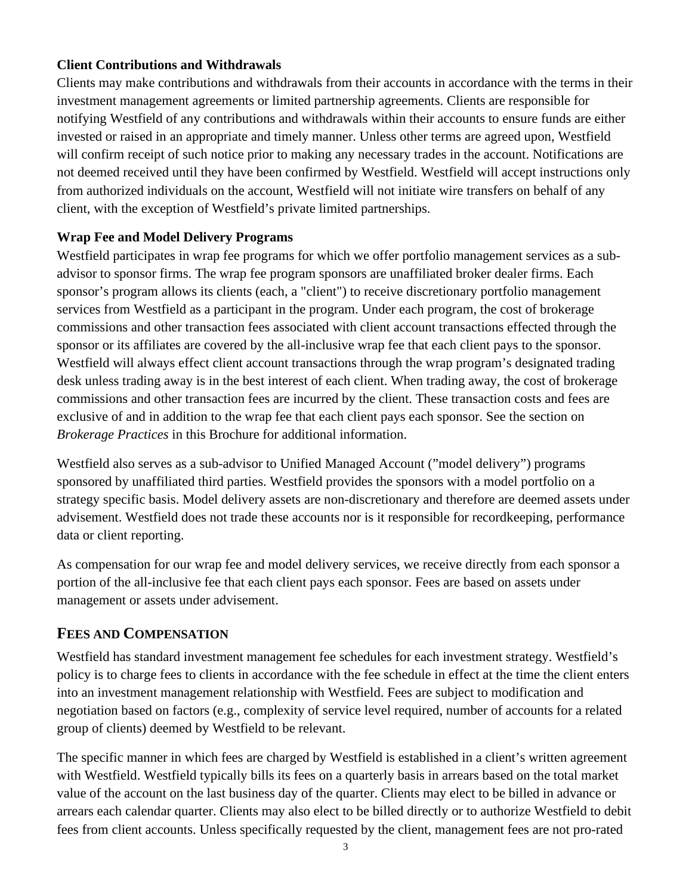**Client Contributions and Withdrawals**

Clients may make contributions and withdrawals from their accounts in accordance with the terms in their investment management agreements or limited partnership agreements. Clients are responsible for notifying Westfield of any contributions and withdrawals within their accounts to ensure funds are either invested or raised in an appropriate and timely manner. Unless other terms are agreed upon, Westfield will confirm receipt of such notice prior to making any necessary trades in the account. Notifications are not deemed received until they have been confirmed by Westfield. Westfield will accept instructions only from authorized individuals on the account, Westfield will not initiate wire transfers on behalf of any client, with the exception of Westfield's private limited partnerships.

**Wrap Fee and Model Delivery Programs**

Westfield participates in wrap fee programs for which we offer portfolio management services as a sub-advisor to sponsor firms. The wrap fee program sponsors are unaffiliated broker dealer firms. Each sponsor's program allows its clients (each, a "client") to receive discretionary portfolio management services from Westfield as a participant in the program. Under each program, the cost of brokerage commissions and other transaction fees associated with client account transactions effected through the sponsor or its affiliates are covered by the all-inclusive wrap fee that each client pays to the sponsor. Westfield will always effect client account transactions through the wrap program's designated trading desk unless trading away is in the best interest of each client. When trading away, the cost of brokerage commissions and other transaction fees are incurred by the client. These transaction costs and fees are exclusive of and in addition to the wrap fee that each client pays each sponsor. See the section on *Brokerage Practices* in this Brochure for additional information.

Westfield also serves as a sub-advisor to Unified Managed Account ("model delivery") programs sponsored by unaffiliated third parties. Westfield provides the sponsors with a model portfolio on a strategy specific basis. Model delivery assets are non-discretionary and therefore are deemed assets under advisement. Westfield does not trade these accounts nor is it responsible for recordkeeping, performance data or client reporting.

As compensation for our wrap fee and model delivery services, we receive directly from each sponsor a portion of the all-inclusive fee that each client pays each sponsor. Fees are based on assets under management or assets under advisement.

## Fees and Compensation

Westfield has standard investment management fee schedules for each investment strategy. Westfield's policy is to charge fees to clients in accordance with the fee schedule in effect at the time the client enters into an investment management relationship with Westfield. Fees are subject to modification and negotiation based on factors (e.g., complexity of service level required, number of accounts for a related group of clients) deemed by Westfield to be relevant.

The specific manner in which fees are charged by Westfield is established in a client's written agreement with Westfield. Westfield typically bills its fees on a quarterly basis in arrears based on the total market value of the account on the last business day of the quarter. Clients may elect to be billed in advance or arrears each calendar quarter. Clients may also elect to be billed directly or to authorize Westfield to debit fees from client accounts. Unless specifically requested by the client, management fees are not pro-rated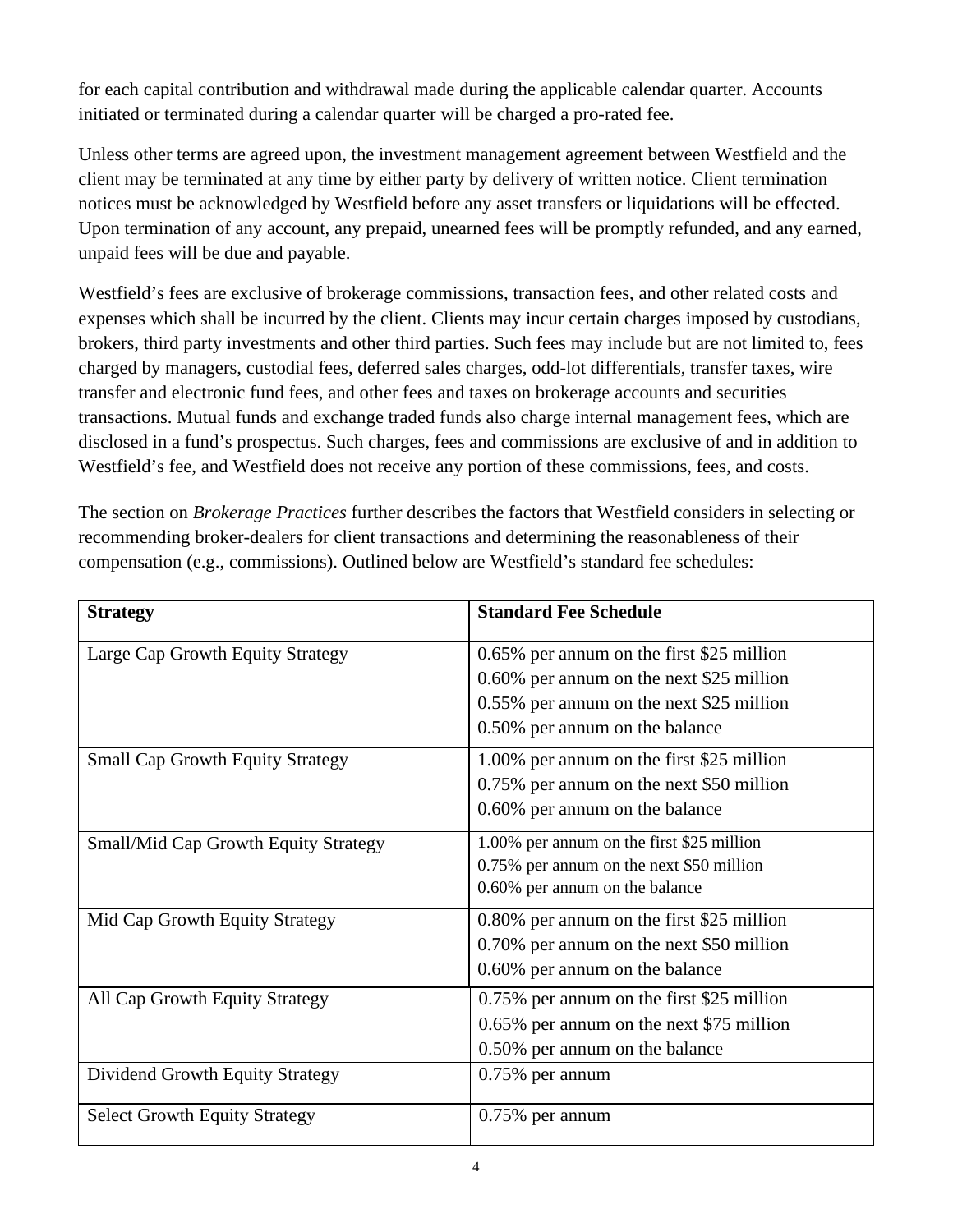for each capital contribution and withdrawal made during the applicable calendar quarter. Accounts initiated or terminated during a calendar quarter will be charged a pro-rated fee.

Unless other terms are agreed upon, the investment management agreement between Westfield and the client may be terminated at any time by either party by delivery of written notice. Client termination notices must be acknowledged by Westfield before any asset transfers or liquidations will be effected. Upon termination of any account, any prepaid, unearned fees will be promptly refunded, and any earned, unpaid fees will be due and payable.

Westfield's fees are exclusive of brokerage commissions, transaction fees, and other related costs and expenses which shall be incurred by the client. Clients may incur certain charges imposed by custodians, brokers, third party investments and other third parties. Such fees may include but are not limited to, fees charged by managers, custodial fees, deferred sales charges, odd-lot differentials, transfer taxes, wire transfer and electronic fund fees, and other fees and taxes on brokerage accounts and securities transactions. Mutual funds and exchange traded funds also charge internal management fees, which are disclosed in a fund's prospectus. Such charges, fees and commissions are exclusive of and in addition to Westfield's fee, and Westfield does not receive any portion of these commissions, fees, and costs.

The section on *Brokerage Practices* further describes the factors that Westfield considers in selecting or recommending broker-dealers for client transactions and determining the reasonableness of their compensation (e.g., commissions). Outlined below are Westfield's standard fee schedules:

| **Strategy** | **Standard Fee Schedule** |
|---|---|
| Large Cap Growth Equity Strategy | 0.65% per annum on the first \$25 million<br>0.60% per annum on the next \$25 million<br>0.55% per annum on the next \$25 million<br>0.50% per annum on the balance |
| Small Cap Growth Equity Strategy | 1.00% per annum on the first \$25 million<br>0.75% per annum on the next \$50 million<br>0.60% per annum on the balance |
| Small/Mid Cap Growth Equity Strategy | 1.00% per annum on the first \$25 million<br>0.75% per annum on the next \$50 million<br>0.60% per annum on the balance |
| Mid Cap Growth Equity Strategy | 0.80% per annum on the first \$25 million<br>0.70% per annum on the next \$50 million<br>0.60% per annum on the balance |
| All Cap Growth Equity Strategy | 0.75% per annum on the first \$25 million<br>0.65% per annum on the next \$75 million<br>0.50% per annum on the balance |
| Dividend Growth Equity Strategy | 0.75% per annum |
| Select Growth Equity Strategy | 0.75% per annum |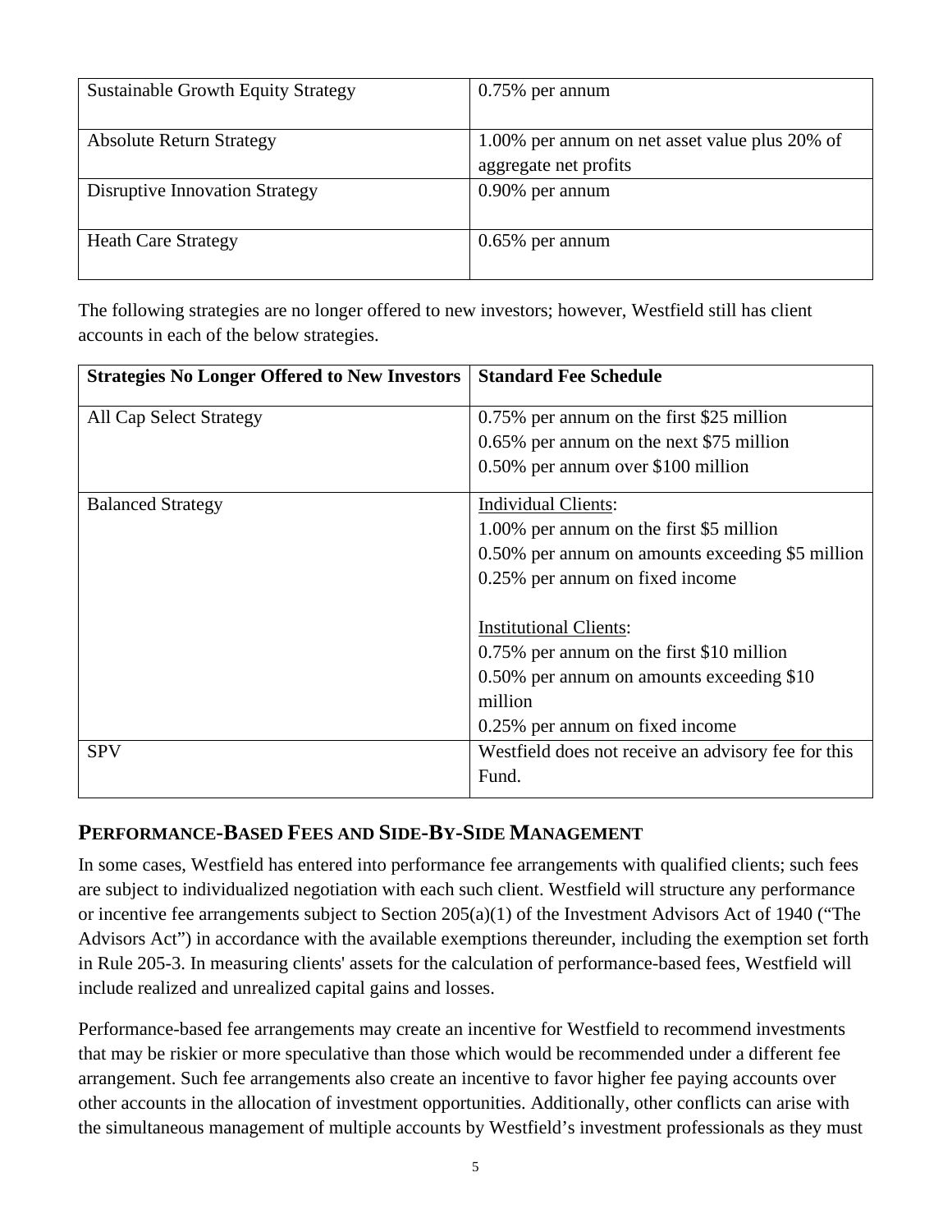| | |
|---|---|
| Sustainable Growth Equity Strategy | 0.75% per annum |
| Absolute Return Strategy | 1.00% per annum on net asset value plus 20% of aggregate net profits |
| Disruptive Innovation Strategy | 0.90% per annum |
| Heath Care Strategy | 0.65% per annum |

The following strategies are no longer offered to new investors; however, Westfield still has client accounts in each of the below strategies.

| Strategies No Longer Offered to New Investors | Standard Fee Schedule |
|---|---|
| All Cap Select Strategy | 0.75% per annum on the first $25 million<br>0.65% per annum on the next $75 million<br>0.50% per annum over $100 million |
| Balanced Strategy | Individual Clients:<br>1.00% per annum on the first $5 million<br>0.50% per annum on amounts exceeding $5 million<br>0.25% per annum on fixed income<br><br>Institutional Clients:<br>0.75% per annum on the first $10 million<br>0.50% per annum on amounts exceeding $10 million<br>0.25% per annum on fixed income |
| SPV | Westfield does not receive an advisory fee for this Fund. |

## PERFORMANCE-BASED FEES AND SIDE-BY-SIDE MANAGEMENT

In some cases, Westfield has entered into performance fee arrangements with qualified clients; such fees are subject to individualized negotiation with each such client. Westfield will structure any performance or incentive fee arrangements subject to Section 205(a)(1) of the Investment Advisors Act of 1940 ("The Advisors Act") in accordance with the available exemptions thereunder, including the exemption set forth in Rule 205-3. In measuring clients' assets for the calculation of performance-based fees, Westfield will include realized and unrealized capital gains and losses.

Performance-based fee arrangements may create an incentive for Westfield to recommend investments that may be riskier or more speculative than those which would be recommended under a different fee arrangement. Such fee arrangements also create an incentive to favor higher fee paying accounts over other accounts in the allocation of investment opportunities. Additionally, other conflicts can arise with the simultaneous management of multiple accounts by Westfield's investment professionals as they must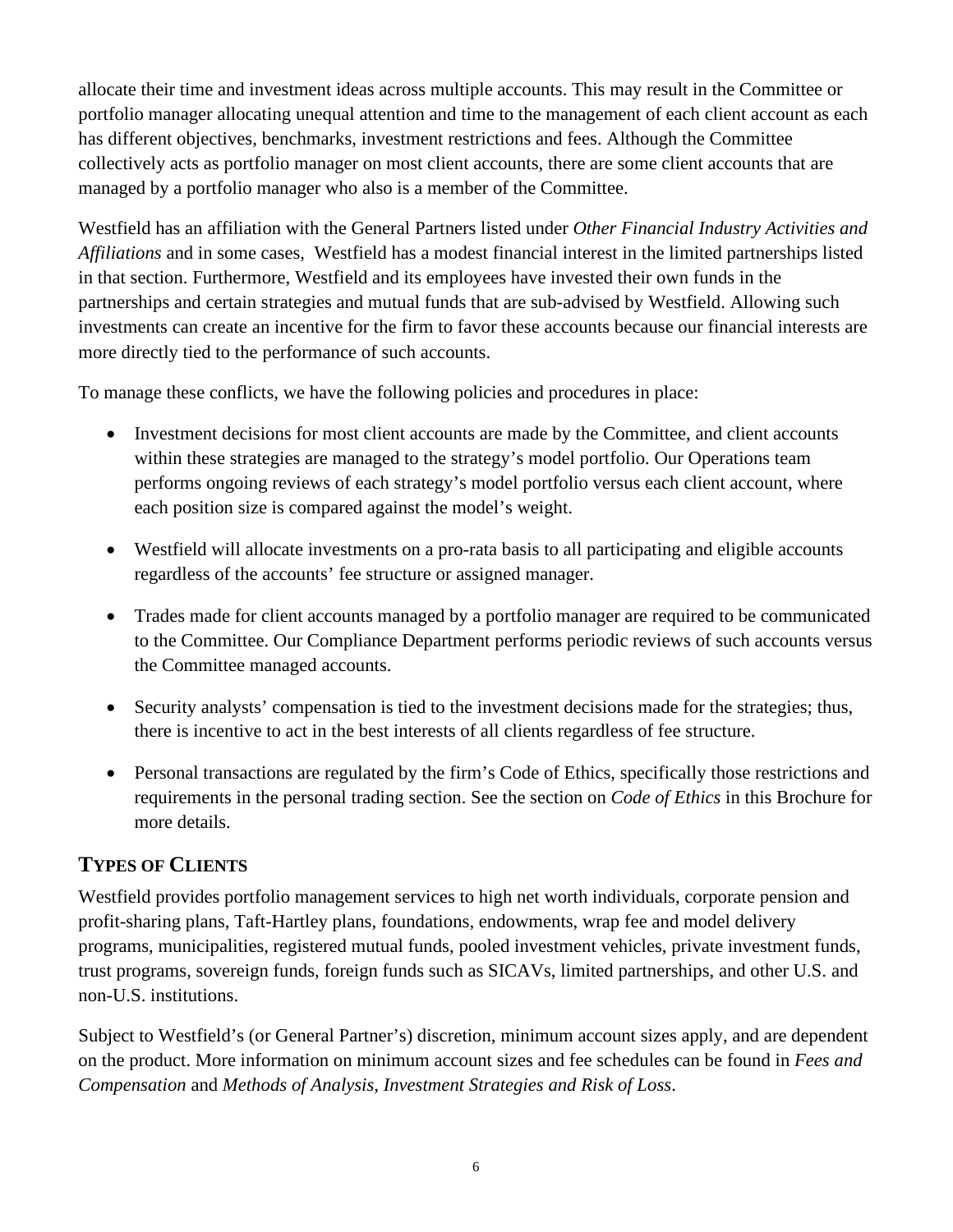allocate their time and investment ideas across multiple accounts. This may result in the Committee or portfolio manager allocating unequal attention and time to the management of each client account as each has different objectives, benchmarks, investment restrictions and fees. Although the Committee collectively acts as portfolio manager on most client accounts, there are some client accounts that are managed by a portfolio manager who also is a member of the Committee.

Westfield has an affiliation with the General Partners listed under *Other Financial Industry Activities and Affiliations* and in some cases, Westfield has a modest financial interest in the limited partnerships listed in that section. Furthermore, Westfield and its employees have invested their own funds in the partnerships and certain strategies and mutual funds that are sub-advised by Westfield. Allowing such investments can create an incentive for the firm to favor these accounts because our financial interests are more directly tied to the performance of such accounts.

To manage these conflicts, we have the following policies and procedures in place:

- Investment decisions for most client accounts are made by the Committee, and client accounts within these strategies are managed to the strategy's model portfolio. Our Operations team performs ongoing reviews of each strategy's model portfolio versus each client account, where each position size is compared against the model's weight.
- Westfield will allocate investments on a pro-rata basis to all participating and eligible accounts regardless of the accounts' fee structure or assigned manager.
- Trades made for client accounts managed by a portfolio manager are required to be communicated to the Committee. Our Compliance Department performs periodic reviews of such accounts versus the Committee managed accounts.
- Security analysts' compensation is tied to the investment decisions made for the strategies; thus, there is incentive to act in the best interests of all clients regardless of fee structure.
- Personal transactions are regulated by the firm's Code of Ethics, specifically those restrictions and requirements in the personal trading section. See the section on *Code of Ethics* in this Brochure for more details.

## TYPES OF CLIENTS

Westfield provides portfolio management services to high net worth individuals, corporate pension and profit-sharing plans, Taft-Hartley plans, foundations, endowments, wrap fee and model delivery programs, municipalities, registered mutual funds, pooled investment vehicles, private investment funds, trust programs, sovereign funds, foreign funds such as SICAVs, limited partnerships, and other U.S. and non-U.S. institutions.

Subject to Westfield's (or General Partner's) discretion, minimum account sizes apply, and are dependent on the product. More information on minimum account sizes and fee schedules can be found in *Fees and Compensation* and *Methods of Analysis, Investment Strategies and Risk of Loss*.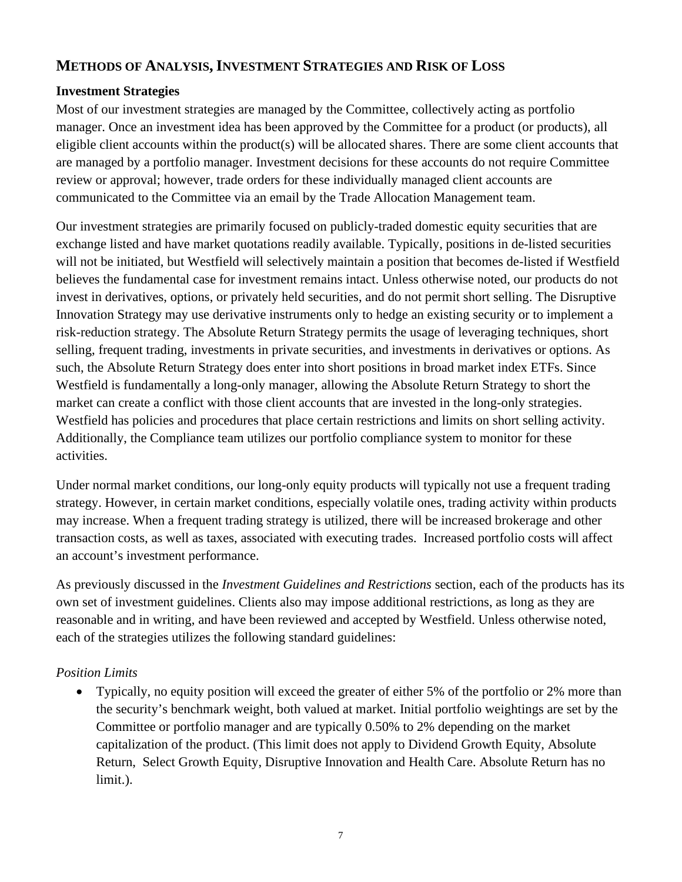## METHODS OF ANALYSIS, INVESTMENT STRATEGIES AND RISK OF LOSS

### Investment Strategies

Most of our investment strategies are managed by the Committee, collectively acting as portfolio manager. Once an investment idea has been approved by the Committee for a product (or products), all eligible client accounts within the product(s) will be allocated shares. There are some client accounts that are managed by a portfolio manager. Investment decisions for these accounts do not require Committee review or approval; however, trade orders for these individually managed client accounts are communicated to the Committee via an email by the Trade Allocation Management team.

Our investment strategies are primarily focused on publicly-traded domestic equity securities that are exchange listed and have market quotations readily available. Typically, positions in de-listed securities will not be initiated, but Westfield will selectively maintain a position that becomes de-listed if Westfield believes the fundamental case for investment remains intact. Unless otherwise noted, our products do not invest in derivatives, options, or privately held securities, and do not permit short selling. The Disruptive Innovation Strategy may use derivative instruments only to hedge an existing security or to implement a risk-reduction strategy. The Absolute Return Strategy permits the usage of leveraging techniques, short selling, frequent trading, investments in private securities, and investments in derivatives or options. As such, the Absolute Return Strategy does enter into short positions in broad market index ETFs. Since Westfield is fundamentally a long-only manager, allowing the Absolute Return Strategy to short the market can create a conflict with those client accounts that are invested in the long-only strategies. Westfield has policies and procedures that place certain restrictions and limits on short selling activity. Additionally, the Compliance team utilizes our portfolio compliance system to monitor for these activities.

Under normal market conditions, our long-only equity products will typically not use a frequent trading strategy. However, in certain market conditions, especially volatile ones, trading activity within products may increase. When a frequent trading strategy is utilized, there will be increased brokerage and other transaction costs, as well as taxes, associated with executing trades. Increased portfolio costs will affect an account's investment performance.

As previously discussed in the *Investment Guidelines and Restrictions* section, each of the products has its own set of investment guidelines. Clients also may impose additional restrictions, as long as they are reasonable and in writing, and have been reviewed and accepted by Westfield. Unless otherwise noted, each of the strategies utilizes the following standard guidelines:

*Position Limits*

- Typically, no equity position will exceed the greater of either 5% of the portfolio or 2% more than the security's benchmark weight, both valued at market. Initial portfolio weightings are set by the Committee or portfolio manager and are typically 0.50% to 2% depending on the market capitalization of the product. (This limit does not apply to Dividend Growth Equity, Absolute Return, Select Growth Equity, Disruptive Innovation and Health Care. Absolute Return has no limit.).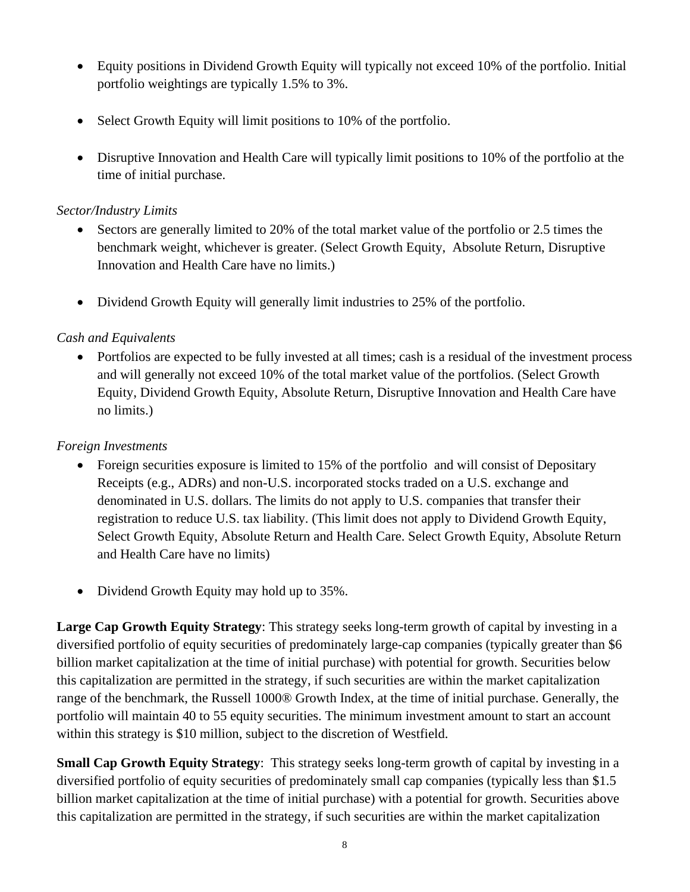- Equity positions in Dividend Growth Equity will typically not exceed 10% of the portfolio. Initial portfolio weightings are typically 1.5% to 3%.

- Select Growth Equity will limit positions to 10% of the portfolio.

- Disruptive Innovation and Health Care will typically limit positions to 10% of the portfolio at the time of initial purchase.

*Sector/Industry Limits*

- Sectors are generally limited to 20% of the total market value of the portfolio or 2.5 times the benchmark weight, whichever is greater. (Select Growth Equity, Absolute Return, Disruptive Innovation and Health Care have no limits.)

- Dividend Growth Equity will generally limit industries to 25% of the portfolio.

*Cash and Equivalents*

- Portfolios are expected to be fully invested at all times; cash is a residual of the investment process and will generally not exceed 10% of the total market value of the portfolios. (Select Growth Equity, Dividend Growth Equity, Absolute Return, Disruptive Innovation and Health Care have no limits.)

*Foreign Investments*

- Foreign securities exposure is limited to 15% of the portfolio and will consist of Depositary Receipts (e.g., ADRs) and non-U.S. incorporated stocks traded on a U.S. exchange and denominated in U.S. dollars. The limits do not apply to U.S. companies that transfer their registration to reduce U.S. tax liability. (This limit does not apply to Dividend Growth Equity, Select Growth Equity, Absolute Return and Health Care. Select Growth Equity, Absolute Return and Health Care have no limits)

- Dividend Growth Equity may hold up to 35%.

**Large Cap Growth Equity Strategy**: This strategy seeks long-term growth of capital by investing in a diversified portfolio of equity securities of predominately large-cap companies (typically greater than $6 billion market capitalization at the time of initial purchase) with potential for growth. Securities below this capitalization are permitted in the strategy, if such securities are within the market capitalization range of the benchmark, the Russell 1000® Growth Index, at the time of initial purchase. Generally, the portfolio will maintain 40 to 55 equity securities. The minimum investment amount to start an account within this strategy is $10 million, subject to the discretion of Westfield.

**Small Cap Growth Equity Strategy**: This strategy seeks long-term growth of capital by investing in a diversified portfolio of equity securities of predominately small cap companies (typically less than $1.5 billion market capitalization at the time of initial purchase) with a potential for growth. Securities above this capitalization are permitted in the strategy, if such securities are within the market capitalization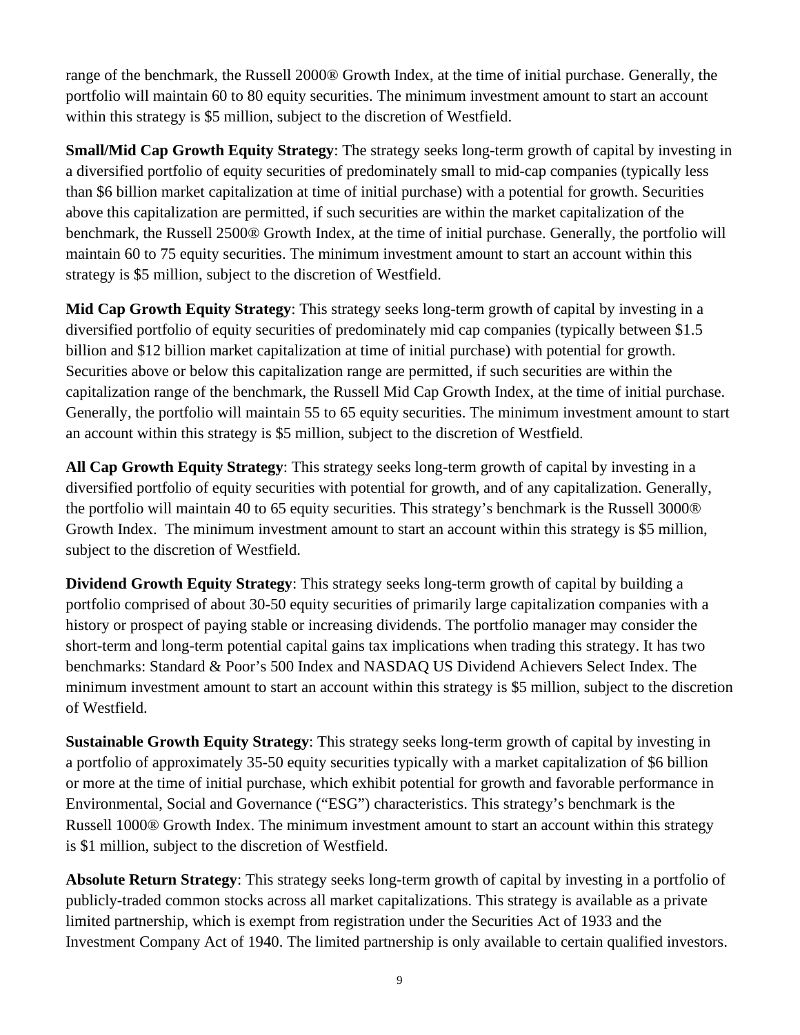range of the benchmark, the Russell 2000® Growth Index, at the time of initial purchase. Generally, the portfolio will maintain 60 to 80 equity securities. The minimum investment amount to start an account within this strategy is $5 million, subject to the discretion of Westfield.

**Small/Mid Cap Growth Equity Strategy**: The strategy seeks long-term growth of capital by investing in a diversified portfolio of equity securities of predominately small to mid-cap companies (typically less than $6 billion market capitalization at time of initial purchase) with a potential for growth. Securities above this capitalization are permitted, if such securities are within the market capitalization of the benchmark, the Russell 2500® Growth Index, at the time of initial purchase. Generally, the portfolio will maintain 60 to 75 equity securities. The minimum investment amount to start an account within this strategy is $5 million, subject to the discretion of Westfield.

**Mid Cap Growth Equity Strategy**: This strategy seeks long-term growth of capital by investing in a diversified portfolio of equity securities of predominately mid cap companies (typically between $1.5 billion and $12 billion market capitalization at time of initial purchase) with potential for growth. Securities above or below this capitalization range are permitted, if such securities are within the capitalization range of the benchmark, the Russell Mid Cap Growth Index, at the time of initial purchase. Generally, the portfolio will maintain 55 to 65 equity securities. The minimum investment amount to start an account within this strategy is $5 million, subject to the discretion of Westfield.

**All Cap Growth Equity Strategy**: This strategy seeks long-term growth of capital by investing in a diversified portfolio of equity securities with potential for growth, and of any capitalization. Generally, the portfolio will maintain 40 to 65 equity securities. This strategy's benchmark is the Russell 3000® Growth Index. The minimum investment amount to start an account within this strategy is $5 million, subject to the discretion of Westfield.

**Dividend Growth Equity Strategy**: This strategy seeks long-term growth of capital by building a portfolio comprised of about 30-50 equity securities of primarily large capitalization companies with a history or prospect of paying stable or increasing dividends. The portfolio manager may consider the short-term and long-term potential capital gains tax implications when trading this strategy. It has two benchmarks: Standard & Poor's 500 Index and NASDAQ US Dividend Achievers Select Index. The minimum investment amount to start an account within this strategy is $5 million, subject to the discretion of Westfield.

**Sustainable Growth Equity Strategy**: This strategy seeks long-term growth of capital by investing in a portfolio of approximately 35-50 equity securities typically with a market capitalization of $6 billion or more at the time of initial purchase, which exhibit potential for growth and favorable performance in Environmental, Social and Governance ("ESG") characteristics. This strategy's benchmark is the Russell 1000® Growth Index. The minimum investment amount to start an account within this strategy is $1 million, subject to the discretion of Westfield.

**Absolute Return Strategy**: This strategy seeks long-term growth of capital by investing in a portfolio of publicly-traded common stocks across all market capitalizations. This strategy is available as a private limited partnership, which is exempt from registration under the Securities Act of 1933 and the Investment Company Act of 1940. The limited partnership is only available to certain qualified investors.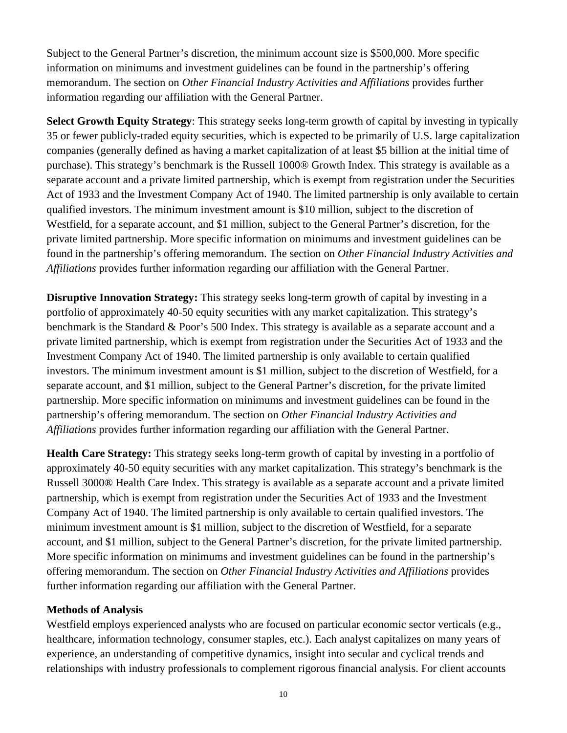Subject to the General Partner's discretion, the minimum account size is $500,000. More specific information on minimums and investment guidelines can be found in the partnership's offering memorandum. The section on *Other Financial Industry Activities and Affiliations* provides further information regarding our affiliation with the General Partner.

**Select Growth Equity Strategy**: This strategy seeks long-term growth of capital by investing in typically 35 or fewer publicly-traded equity securities, which is expected to be primarily of U.S. large capitalization companies (generally defined as having a market capitalization of at least $5 billion at the initial time of purchase). This strategy's benchmark is the Russell 1000® Growth Index. This strategy is available as a separate account and a private limited partnership, which is exempt from registration under the Securities Act of 1933 and the Investment Company Act of 1940. The limited partnership is only available to certain qualified investors. The minimum investment amount is $10 million, subject to the discretion of Westfield, for a separate account, and $1 million, subject to the General Partner's discretion, for the private limited partnership. More specific information on minimums and investment guidelines can be found in the partnership's offering memorandum. The section on *Other Financial Industry Activities and Affiliations* provides further information regarding our affiliation with the General Partner.

**Disruptive Innovation Strategy:** This strategy seeks long-term growth of capital by investing in a portfolio of approximately 40-50 equity securities with any market capitalization. This strategy's benchmark is the Standard & Poor's 500 Index. This strategy is available as a separate account and a private limited partnership, which is exempt from registration under the Securities Act of 1933 and the Investment Company Act of 1940. The limited partnership is only available to certain qualified investors. The minimum investment amount is $1 million, subject to the discretion of Westfield, for a separate account, and $1 million, subject to the General Partner's discretion, for the private limited partnership. More specific information on minimums and investment guidelines can be found in the partnership's offering memorandum. The section on *Other Financial Industry Activities and Affiliations* provides further information regarding our affiliation with the General Partner.

**Health Care Strategy:** This strategy seeks long-term growth of capital by investing in a portfolio of approximately 40-50 equity securities with any market capitalization. This strategy's benchmark is the Russell 3000® Health Care Index. This strategy is available as a separate account and a private limited partnership, which is exempt from registration under the Securities Act of 1933 and the Investment Company Act of 1940. The limited partnership is only available to certain qualified investors. The minimum investment amount is $1 million, subject to the discretion of Westfield, for a separate account, and $1 million, subject to the General Partner's discretion, for the private limited partnership. More specific information on minimums and investment guidelines can be found in the partnership's offering memorandum. The section on *Other Financial Industry Activities and Affiliations* provides further information regarding our affiliation with the General Partner.

**Methods of Analysis**

Westfield employs experienced analysts who are focused on particular economic sector verticals (e.g., healthcare, information technology, consumer staples, etc.). Each analyst capitalizes on many years of experience, an understanding of competitive dynamics, insight into secular and cyclical trends and relationships with industry professionals to complement rigorous financial analysis. For client accounts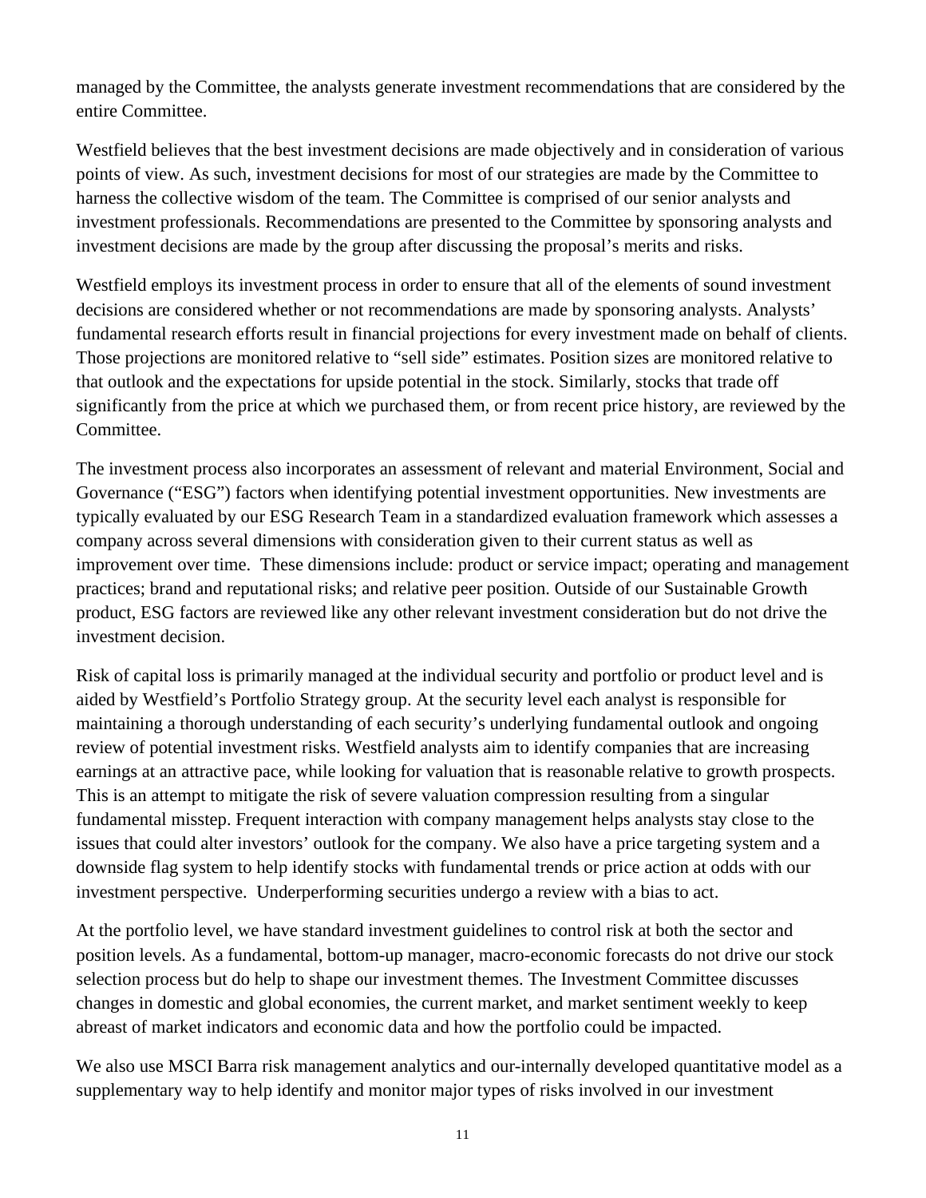managed by the Committee, the analysts generate investment recommendations that are considered by the entire Committee.

Westfield believes that the best investment decisions are made objectively and in consideration of various points of view. As such, investment decisions for most of our strategies are made by the Committee to harness the collective wisdom of the team. The Committee is comprised of our senior analysts and investment professionals. Recommendations are presented to the Committee by sponsoring analysts and investment decisions are made by the group after discussing the proposal's merits and risks.

Westfield employs its investment process in order to ensure that all of the elements of sound investment decisions are considered whether or not recommendations are made by sponsoring analysts. Analysts' fundamental research efforts result in financial projections for every investment made on behalf of clients. Those projections are monitored relative to "sell side" estimates. Position sizes are monitored relative to that outlook and the expectations for upside potential in the stock. Similarly, stocks that trade off significantly from the price at which we purchased them, or from recent price history, are reviewed by the Committee.

The investment process also incorporates an assessment of relevant and material Environment, Social and Governance ("ESG") factors when identifying potential investment opportunities. New investments are typically evaluated by our ESG Research Team in a standardized evaluation framework which assesses a company across several dimensions with consideration given to their current status as well as improvement over time. These dimensions include: product or service impact; operating and management practices; brand and reputational risks; and relative peer position. Outside of our Sustainable Growth product, ESG factors are reviewed like any other relevant investment consideration but do not drive the investment decision.

Risk of capital loss is primarily managed at the individual security and portfolio or product level and is aided by Westfield's Portfolio Strategy group. At the security level each analyst is responsible for maintaining a thorough understanding of each security's underlying fundamental outlook and ongoing review of potential investment risks. Westfield analysts aim to identify companies that are increasing earnings at an attractive pace, while looking for valuation that is reasonable relative to growth prospects. This is an attempt to mitigate the risk of severe valuation compression resulting from a singular fundamental misstep. Frequent interaction with company management helps analysts stay close to the issues that could alter investors' outlook for the company. We also have a price targeting system and a downside flag system to help identify stocks with fundamental trends or price action at odds with our investment perspective. Underperforming securities undergo a review with a bias to act.

At the portfolio level, we have standard investment guidelines to control risk at both the sector and position levels. As a fundamental, bottom-up manager, macro-economic forecasts do not drive our stock selection process but do help to shape our investment themes. The Investment Committee discusses changes in domestic and global economies, the current market, and market sentiment weekly to keep abreast of market indicators and economic data and how the portfolio could be impacted.

We also use MSCI Barra risk management analytics and our-internally developed quantitative model as a supplementary way to help identify and monitor major types of risks involved in our investment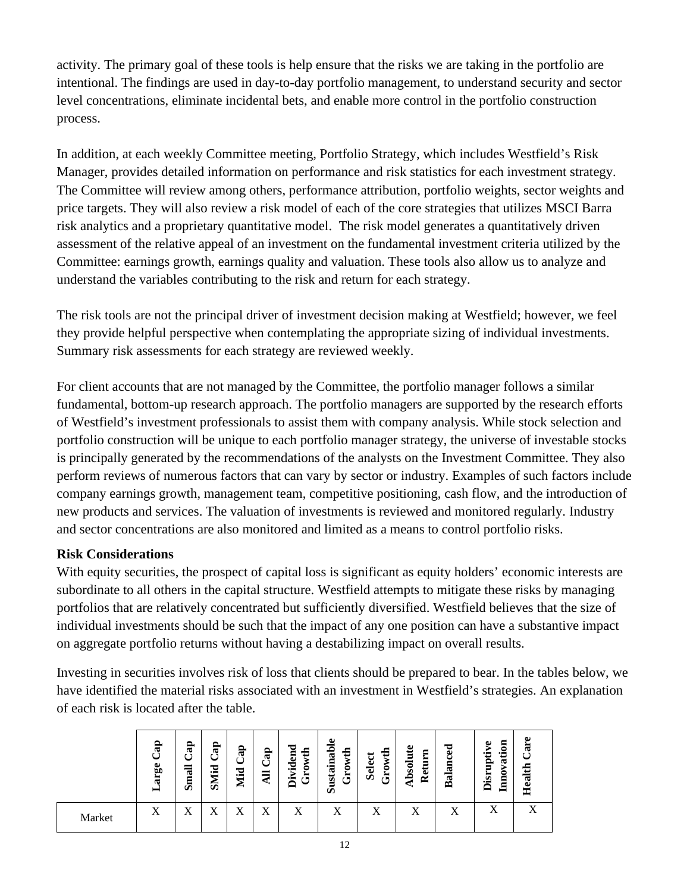activity. The primary goal of these tools is help ensure that the risks we are taking in the portfolio are intentional. The findings are used in day-to-day portfolio management, to understand security and sector level concentrations, eliminate incidental bets, and enable more control in the portfolio construction process.

In addition, at each weekly Committee meeting, Portfolio Strategy, which includes Westfield's Risk Manager, provides detailed information on performance and risk statistics for each investment strategy. The Committee will review among others, performance attribution, portfolio weights, sector weights and price targets. They will also review a risk model of each of the core strategies that utilizes MSCI Barra risk analytics and a proprietary quantitative model. The risk model generates a quantitatively driven assessment of the relative appeal of an investment on the fundamental investment criteria utilized by the Committee: earnings growth, earnings quality and valuation. These tools also allow us to analyze and understand the variables contributing to the risk and return for each strategy.

The risk tools are not the principal driver of investment decision making at Westfield; however, we feel they provide helpful perspective when contemplating the appropriate sizing of individual investments. Summary risk assessments for each strategy are reviewed weekly.

For client accounts that are not managed by the Committee, the portfolio manager follows a similar fundamental, bottom-up research approach. The portfolio managers are supported by the research efforts of Westfield's investment professionals to assist them with company analysis. While stock selection and portfolio construction will be unique to each portfolio manager strategy, the universe of investable stocks is principally generated by the recommendations of the analysts on the Investment Committee. They also perform reviews of numerous factors that can vary by sector or industry. Examples of such factors include company earnings growth, management team, competitive positioning, cash flow, and the introduction of new products and services. The valuation of investments is reviewed and monitored regularly. Industry and sector concentrations are also monitored and limited as a means to control portfolio risks.

**Risk Considerations**

With equity securities, the prospect of capital loss is significant as equity holders' economic interests are subordinate to all others in the capital structure. Westfield attempts to mitigate these risks by managing portfolios that are relatively concentrated but sufficiently diversified. Westfield believes that the size of individual investments should be such that the impact of any one position can have a substantive impact on aggregate portfolio returns without having a destabilizing impact on overall results.

Investing in securities involves risk of loss that clients should be prepared to bear. In the tables below, we have identified the material risks associated with an investment in Westfield's strategies. An explanation of each risk is located after the table.

| | **Large Cap** | **Small Cap** | **SMid Cap** | **Mid Cap** | **All Cap** | **Dividend Growth** | **Sustainable Growth** | **Select Growth** | **Absolute Return** | **Balanced** | **Disruptive Innovation** | **Health Care** |
|---|---|---|---|---|---|---|---|---|---|---|---|---|
| Market | X | X | X | X | X | X | X | X | X | X | X | X |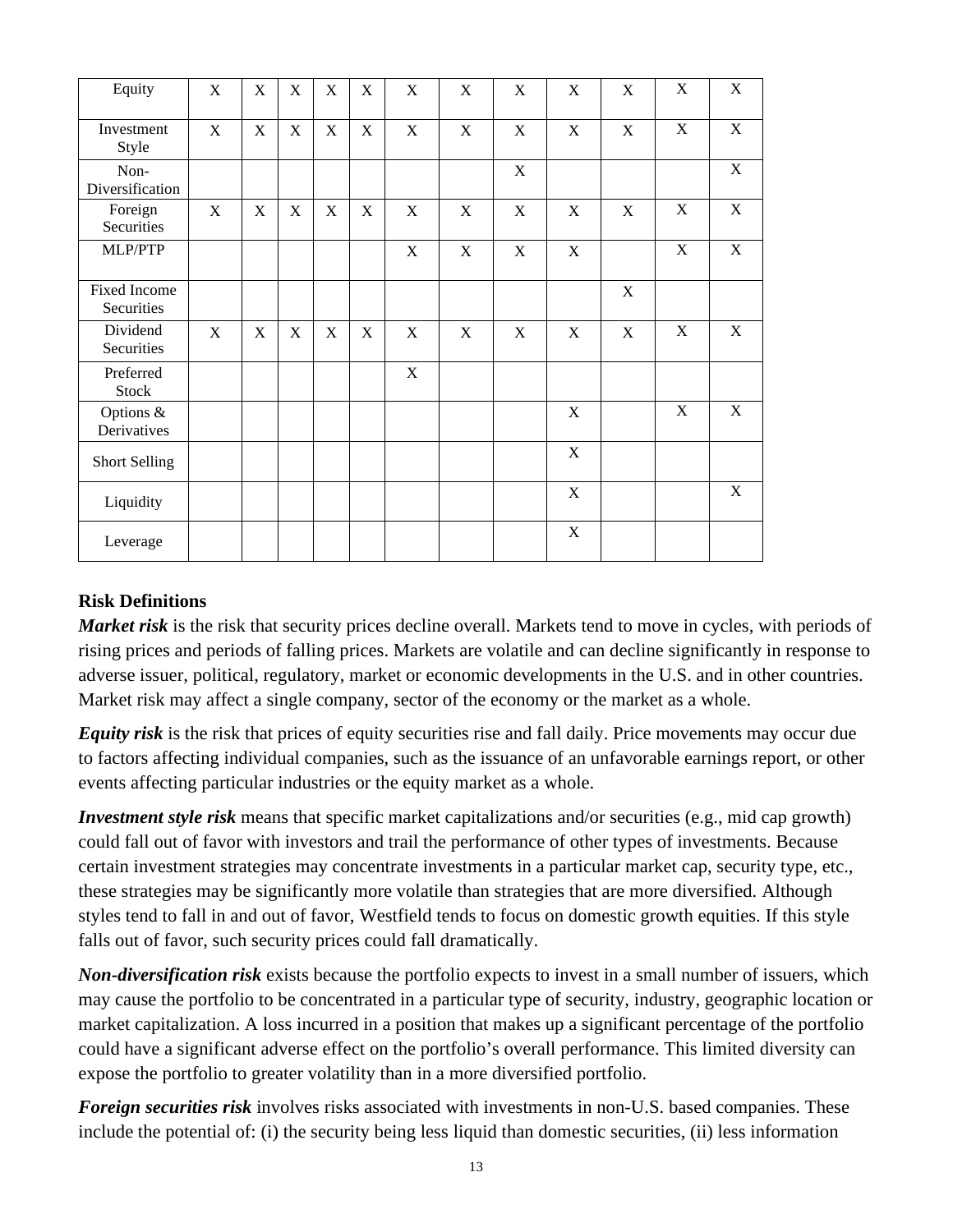| | | | | | | | | | | | | |
|---|---|---|---|---|---|---|---|---|---|---|---|---|
| Equity | X | X | X | X | X | X | X | X | X | X | X | X |
| Investment Style | X | X | X | X | X | X | X | X | X | X | X | X |
| Non-Diversification | | | | | | | | X | | | | X |
| Foreign Securities | X | X | X | X | X | X | X | X | X | X | X | X |
| MLP/PTP | | | | | | X | X | X | X | | X | X |
| Fixed Income Securities | | | | | | | | | | X | | |
| Dividend Securities | X | X | X | X | X | X | X | X | X | X | X | X |
| Preferred Stock | | | | | | X | | | | | | |
| Options & Derivatives | | | | | | | | | X | | X | X |
| Short Selling | | | | | | | | | X | | | |
| Liquidity | | | | | | | | | X | | | X |
| Leverage | | | | | | | | | X | | | |

### Risk Definitions

***Market risk*** is the risk that security prices decline overall. Markets tend to move in cycles, with periods of rising prices and periods of falling prices. Markets are volatile and can decline significantly in response to adverse issuer, political, regulatory, market or economic developments in the U.S. and in other countries. Market risk may affect a single company, sector of the economy or the market as a whole.

***Equity risk*** is the risk that prices of equity securities rise and fall daily. Price movements may occur due to factors affecting individual companies, such as the issuance of an unfavorable earnings report, or other events affecting particular industries or the equity market as a whole.

***Investment style risk*** means that specific market capitalizations and/or securities (e.g., mid cap growth) could fall out of favor with investors and trail the performance of other types of investments. Because certain investment strategies may concentrate investments in a particular market cap, security type, etc., these strategies may be significantly more volatile than strategies that are more diversified. Although styles tend to fall in and out of favor, Westfield tends to focus on domestic growth equities. If this style falls out of favor, such security prices could fall dramatically.

***Non-diversification risk*** exists because the portfolio expects to invest in a small number of issuers, which may cause the portfolio to be concentrated in a particular type of security, industry, geographic location or market capitalization. A loss incurred in a position that makes up a significant percentage of the portfolio could have a significant adverse effect on the portfolio's overall performance. This limited diversity can expose the portfolio to greater volatility than in a more diversified portfolio.

***Foreign securities risk*** involves risks associated with investments in non-U.S. based companies. These include the potential of: (i) the security being less liquid than domestic securities, (ii) less information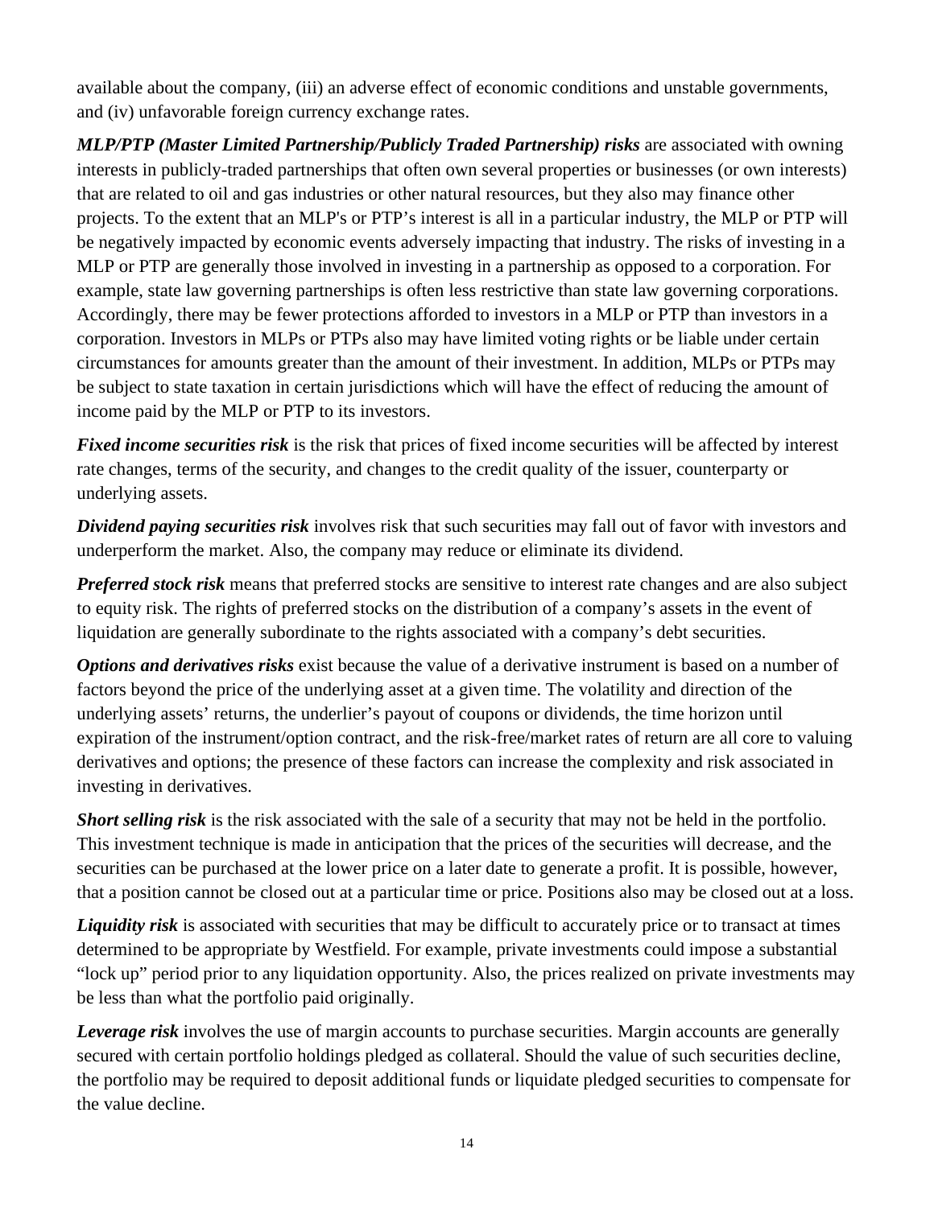available about the company, (iii) an adverse effect of economic conditions and unstable governments, and (iv) unfavorable foreign currency exchange rates.

***MLP/PTP (Master Limited Partnership/Publicly Traded Partnership) risks*** are associated with owning interests in publicly-traded partnerships that often own several properties or businesses (or own interests) that are related to oil and gas industries or other natural resources, but they also may finance other projects. To the extent that an MLP's or PTP's interest is all in a particular industry, the MLP or PTP will be negatively impacted by economic events adversely impacting that industry. The risks of investing in a MLP or PTP are generally those involved in investing in a partnership as opposed to a corporation. For example, state law governing partnerships is often less restrictive than state law governing corporations. Accordingly, there may be fewer protections afforded to investors in a MLP or PTP than investors in a corporation. Investors in MLPs or PTPs also may have limited voting rights or be liable under certain circumstances for amounts greater than the amount of their investment. In addition, MLPs or PTPs may be subject to state taxation in certain jurisdictions which will have the effect of reducing the amount of income paid by the MLP or PTP to its investors.

***Fixed income securities risk*** is the risk that prices of fixed income securities will be affected by interest rate changes, terms of the security, and changes to the credit quality of the issuer, counterparty or underlying assets.

***Dividend paying securities risk*** involves risk that such securities may fall out of favor with investors and underperform the market. Also, the company may reduce or eliminate its dividend.

***Preferred stock risk*** means that preferred stocks are sensitive to interest rate changes and are also subject to equity risk. The rights of preferred stocks on the distribution of a company's assets in the event of liquidation are generally subordinate to the rights associated with a company's debt securities.

***Options and derivatives risks*** exist because the value of a derivative instrument is based on a number of factors beyond the price of the underlying asset at a given time. The volatility and direction of the underlying assets' returns, the underlier's payout of coupons or dividends, the time horizon until expiration of the instrument/option contract, and the risk-free/market rates of return are all core to valuing derivatives and options; the presence of these factors can increase the complexity and risk associated in investing in derivatives.

***Short selling risk*** is the risk associated with the sale of a security that may not be held in the portfolio. This investment technique is made in anticipation that the prices of the securities will decrease, and the securities can be purchased at the lower price on a later date to generate a profit. It is possible, however, that a position cannot be closed out at a particular time or price. Positions also may be closed out at a loss.

***Liquidity risk*** is associated with securities that may be difficult to accurately price or to transact at times determined to be appropriate by Westfield. For example, private investments could impose a substantial "lock up" period prior to any liquidation opportunity. Also, the prices realized on private investments may be less than what the portfolio paid originally.

***Leverage risk*** involves the use of margin accounts to purchase securities. Margin accounts are generally secured with certain portfolio holdings pledged as collateral. Should the value of such securities decline, the portfolio may be required to deposit additional funds or liquidate pledged securities to compensate for the value decline.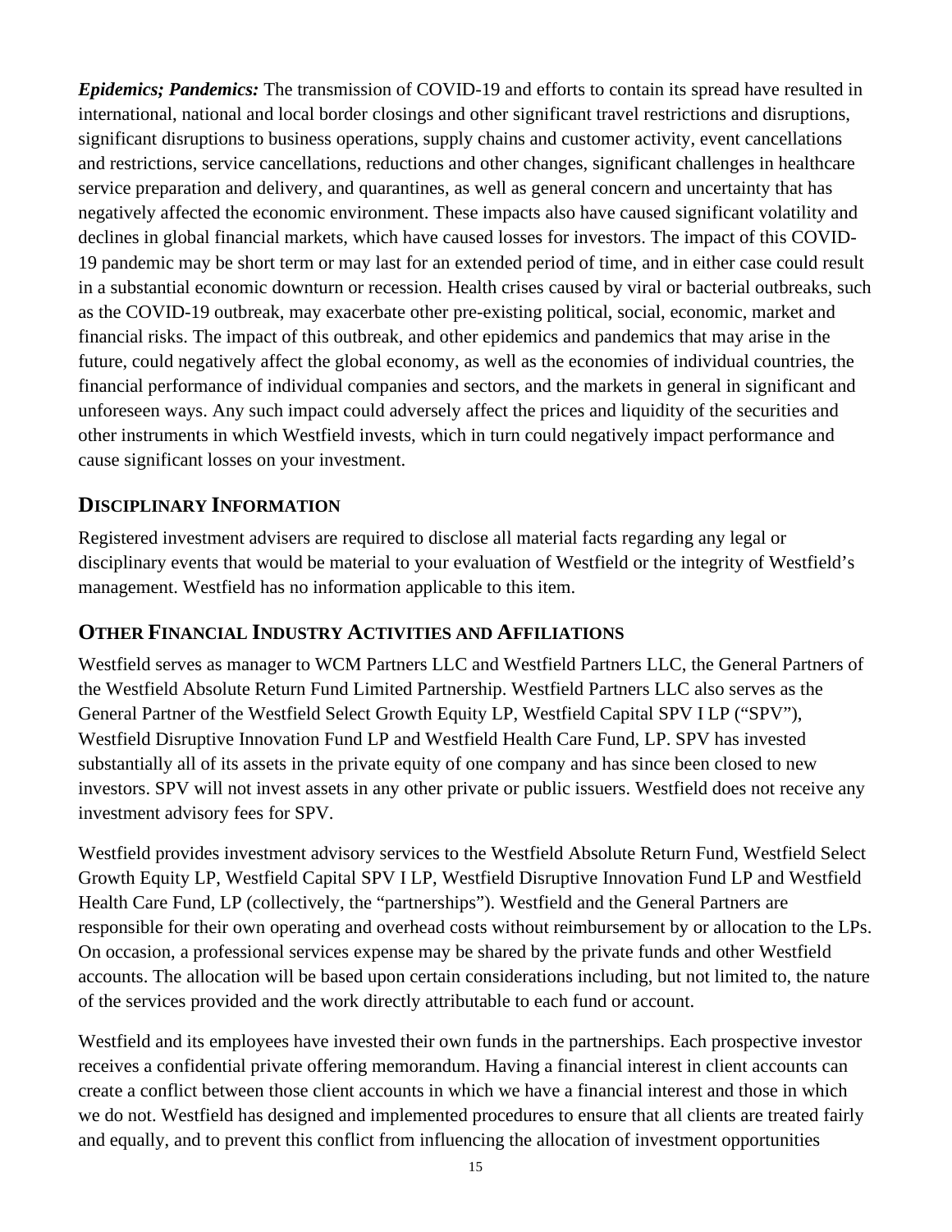***Epidemics; Pandemics:*** The transmission of COVID-19 and efforts to contain its spread have resulted in international, national and local border closings and other significant travel restrictions and disruptions, significant disruptions to business operations, supply chains and customer activity, event cancellations and restrictions, service cancellations, reductions and other changes, significant challenges in healthcare service preparation and delivery, and quarantines, as well as general concern and uncertainty that has negatively affected the economic environment. These impacts also have caused significant volatility and declines in global financial markets, which have caused losses for investors. The impact of this COVID-19 pandemic may be short term or may last for an extended period of time, and in either case could result in a substantial economic downturn or recession. Health crises caused by viral or bacterial outbreaks, such as the COVID-19 outbreak, may exacerbate other pre-existing political, social, economic, market and financial risks. The impact of this outbreak, and other epidemics and pandemics that may arise in the future, could negatively affect the global economy, as well as the economies of individual countries, the financial performance of individual companies and sectors, and the markets in general in significant and unforeseen ways. Any such impact could adversely affect the prices and liquidity of the securities and other instruments in which Westfield invests, which in turn could negatively impact performance and cause significant losses on your investment.

## DISCIPLINARY INFORMATION

Registered investment advisers are required to disclose all material facts regarding any legal or disciplinary events that would be material to your evaluation of Westfield or the integrity of Westfield's management. Westfield has no information applicable to this item.

## OTHER FINANCIAL INDUSTRY ACTIVITIES AND AFFILIATIONS

Westfield serves as manager to WCM Partners LLC and Westfield Partners LLC, the General Partners of the Westfield Absolute Return Fund Limited Partnership. Westfield Partners LLC also serves as the General Partner of the Westfield Select Growth Equity LP, Westfield Capital SPV I LP ("SPV"), Westfield Disruptive Innovation Fund LP and Westfield Health Care Fund, LP. SPV has invested substantially all of its assets in the private equity of one company and has since been closed to new investors. SPV will not invest assets in any other private or public issuers. Westfield does not receive any investment advisory fees for SPV.

Westfield provides investment advisory services to the Westfield Absolute Return Fund, Westfield Select Growth Equity LP, Westfield Capital SPV I LP, Westfield Disruptive Innovation Fund LP and Westfield Health Care Fund, LP (collectively, the "partnerships"). Westfield and the General Partners are responsible for their own operating and overhead costs without reimbursement by or allocation to the LPs. On occasion, a professional services expense may be shared by the private funds and other Westfield accounts. The allocation will be based upon certain considerations including, but not limited to, the nature of the services provided and the work directly attributable to each fund or account.

Westfield and its employees have invested their own funds in the partnerships. Each prospective investor receives a confidential private offering memorandum. Having a financial interest in client accounts can create a conflict between those client accounts in which we have a financial interest and those in which we do not. Westfield has designed and implemented procedures to ensure that all clients are treated fairly and equally, and to prevent this conflict from influencing the allocation of investment opportunities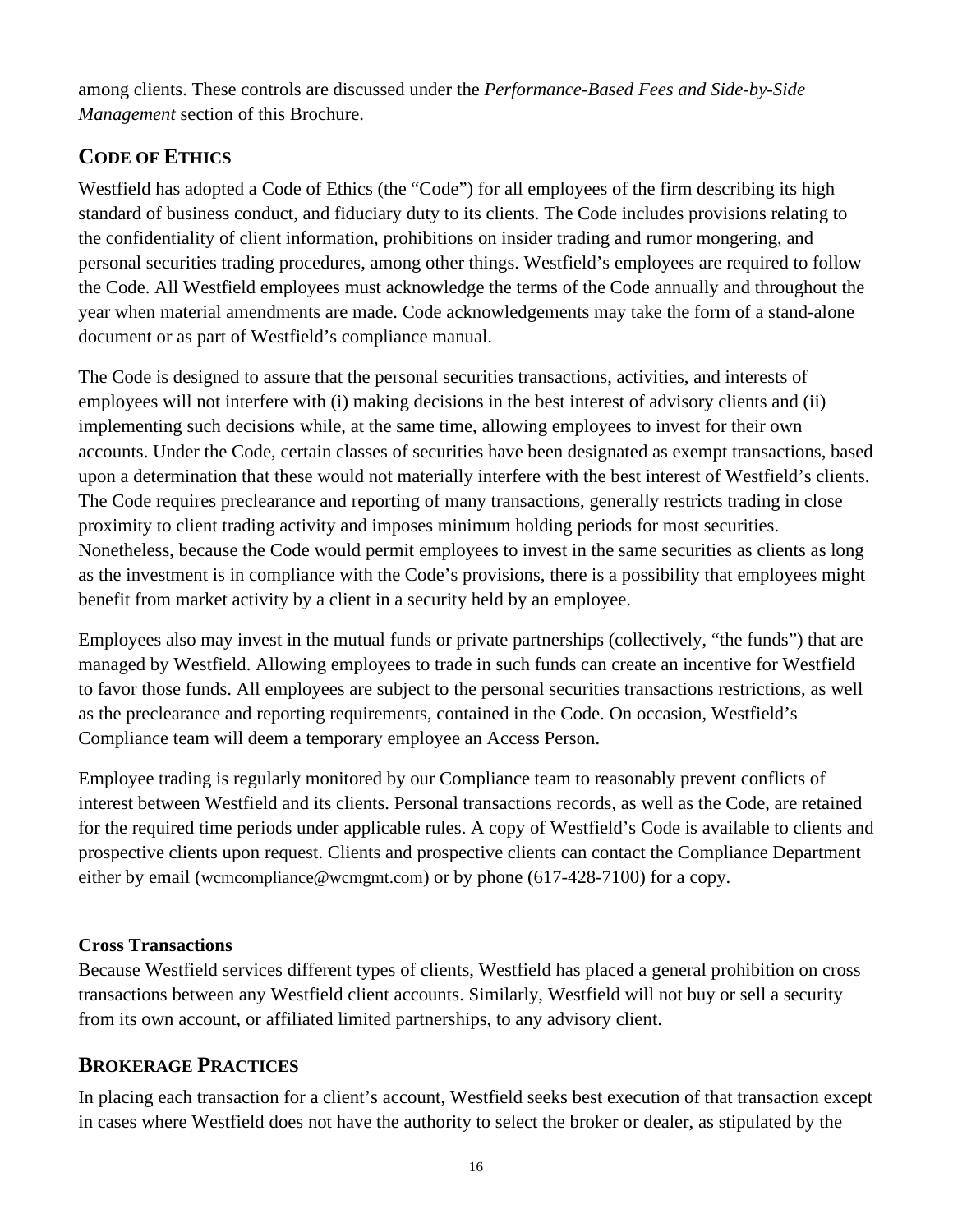among clients. These controls are discussed under the *Performance-Based Fees and Side-by-Side Management* section of this Brochure.

## CODE OF ETHICS

Westfield has adopted a Code of Ethics (the "Code") for all employees of the firm describing its high standard of business conduct, and fiduciary duty to its clients. The Code includes provisions relating to the confidentiality of client information, prohibitions on insider trading and rumor mongering, and personal securities trading procedures, among other things. Westfield's employees are required to follow the Code. All Westfield employees must acknowledge the terms of the Code annually and throughout the year when material amendments are made. Code acknowledgements may take the form of a stand-alone document or as part of Westfield's compliance manual.

The Code is designed to assure that the personal securities transactions, activities, and interests of employees will not interfere with (i) making decisions in the best interest of advisory clients and (ii) implementing such decisions while, at the same time, allowing employees to invest for their own accounts. Under the Code, certain classes of securities have been designated as exempt transactions, based upon a determination that these would not materially interfere with the best interest of Westfield's clients. The Code requires preclearance and reporting of many transactions, generally restricts trading in close proximity to client trading activity and imposes minimum holding periods for most securities. Nonetheless, because the Code would permit employees to invest in the same securities as clients as long as the investment is in compliance with the Code's provisions, there is a possibility that employees might benefit from market activity by a client in a security held by an employee.

Employees also may invest in the mutual funds or private partnerships (collectively, "the funds") that are managed by Westfield. Allowing employees to trade in such funds can create an incentive for Westfield to favor those funds. All employees are subject to the personal securities transactions restrictions, as well as the preclearance and reporting requirements, contained in the Code. On occasion, Westfield's Compliance team will deem a temporary employee an Access Person.

Employee trading is regularly monitored by our Compliance team to reasonably prevent conflicts of interest between Westfield and its clients. Personal transactions records, as well as the Code, are retained for the required time periods under applicable rules. A copy of Westfield's Code is available to clients and prospective clients upon request. Clients and prospective clients can contact the Compliance Department either by email (wcmcompliance@wcmgmt.com) or by phone (617-428-7100) for a copy.

**Cross Transactions**

Because Westfield services different types of clients, Westfield has placed a general prohibition on cross transactions between any Westfield client accounts. Similarly, Westfield will not buy or sell a security from its own account, or affiliated limited partnerships, to any advisory client.

## BROKERAGE PRACTICES

In placing each transaction for a client's account, Westfield seeks best execution of that transaction except in cases where Westfield does not have the authority to select the broker or dealer, as stipulated by the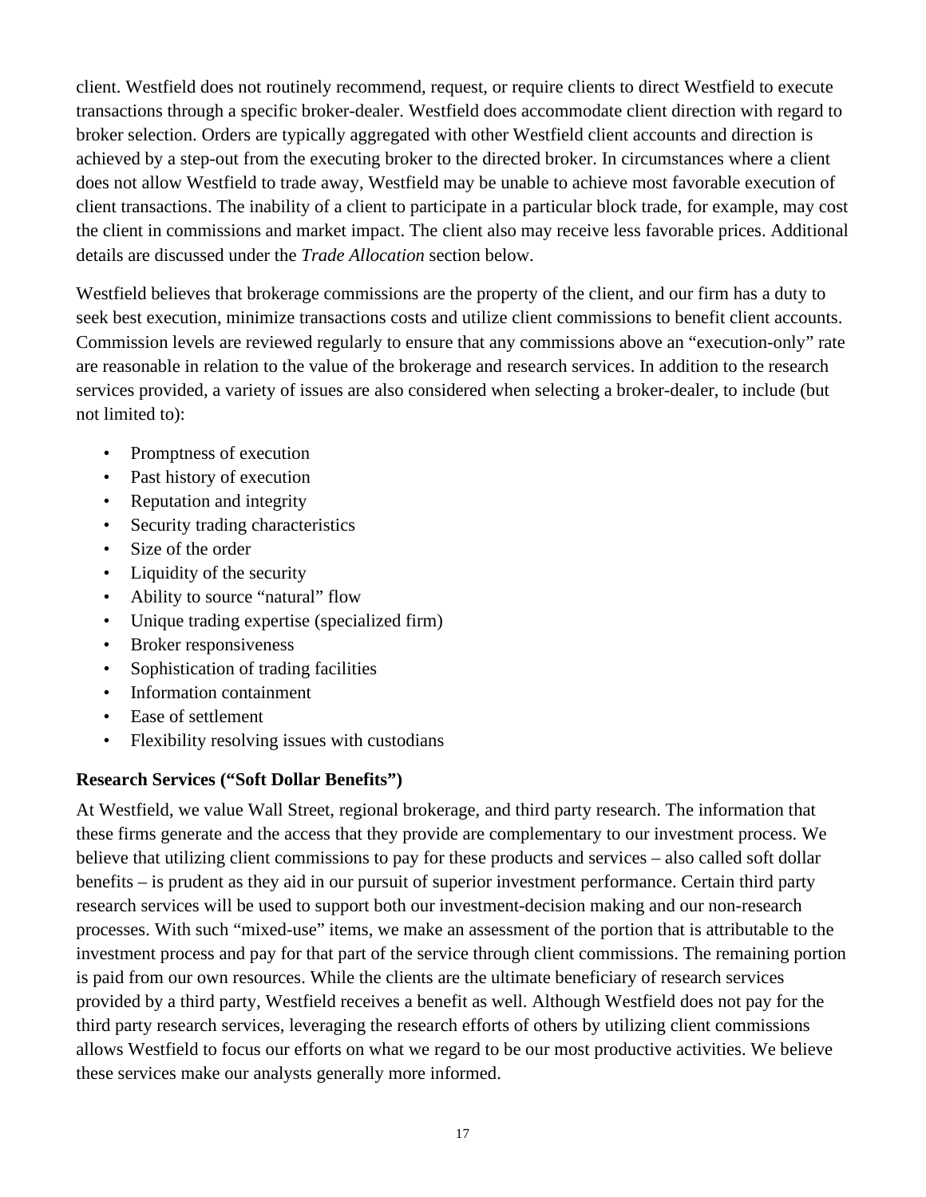client. Westfield does not routinely recommend, request, or require clients to direct Westfield to execute transactions through a specific broker-dealer. Westfield does accommodate client direction with regard to broker selection. Orders are typically aggregated with other Westfield client accounts and direction is achieved by a step-out from the executing broker to the directed broker. In circumstances where a client does not allow Westfield to trade away, Westfield may be unable to achieve most favorable execution of client transactions. The inability of a client to participate in a particular block trade, for example, may cost the client in commissions and market impact. The client also may receive less favorable prices. Additional details are discussed under the *Trade Allocation* section below.

Westfield believes that brokerage commissions are the property of the client, and our firm has a duty to seek best execution, minimize transactions costs and utilize client commissions to benefit client accounts. Commission levels are reviewed regularly to ensure that any commissions above an "execution-only" rate are reasonable in relation to the value of the brokerage and research services. In addition to the research services provided, a variety of issues are also considered when selecting a broker-dealer, to include (but not limited to):

- Promptness of execution
- Past history of execution
- Reputation and integrity
- Security trading characteristics
- Size of the order
- Liquidity of the security
- Ability to source "natural" flow
- Unique trading expertise (specialized firm)
- Broker responsiveness
- Sophistication of trading facilities
- Information containment
- Ease of settlement
- Flexibility resolving issues with custodians

**Research Services ("Soft Dollar Benefits")**

At Westfield, we value Wall Street, regional brokerage, and third party research. The information that these firms generate and the access that they provide are complementary to our investment process. We believe that utilizing client commissions to pay for these products and services – also called soft dollar benefits – is prudent as they aid in our pursuit of superior investment performance. Certain third party research services will be used to support both our investment-decision making and our non-research processes. With such "mixed-use" items, we make an assessment of the portion that is attributable to the investment process and pay for that part of the service through client commissions. The remaining portion is paid from our own resources. While the clients are the ultimate beneficiary of research services provided by a third party, Westfield receives a benefit as well. Although Westfield does not pay for the third party research services, leveraging the research efforts of others by utilizing client commissions allows Westfield to focus our efforts on what we regard to be our most productive activities. We believe these services make our analysts generally more informed.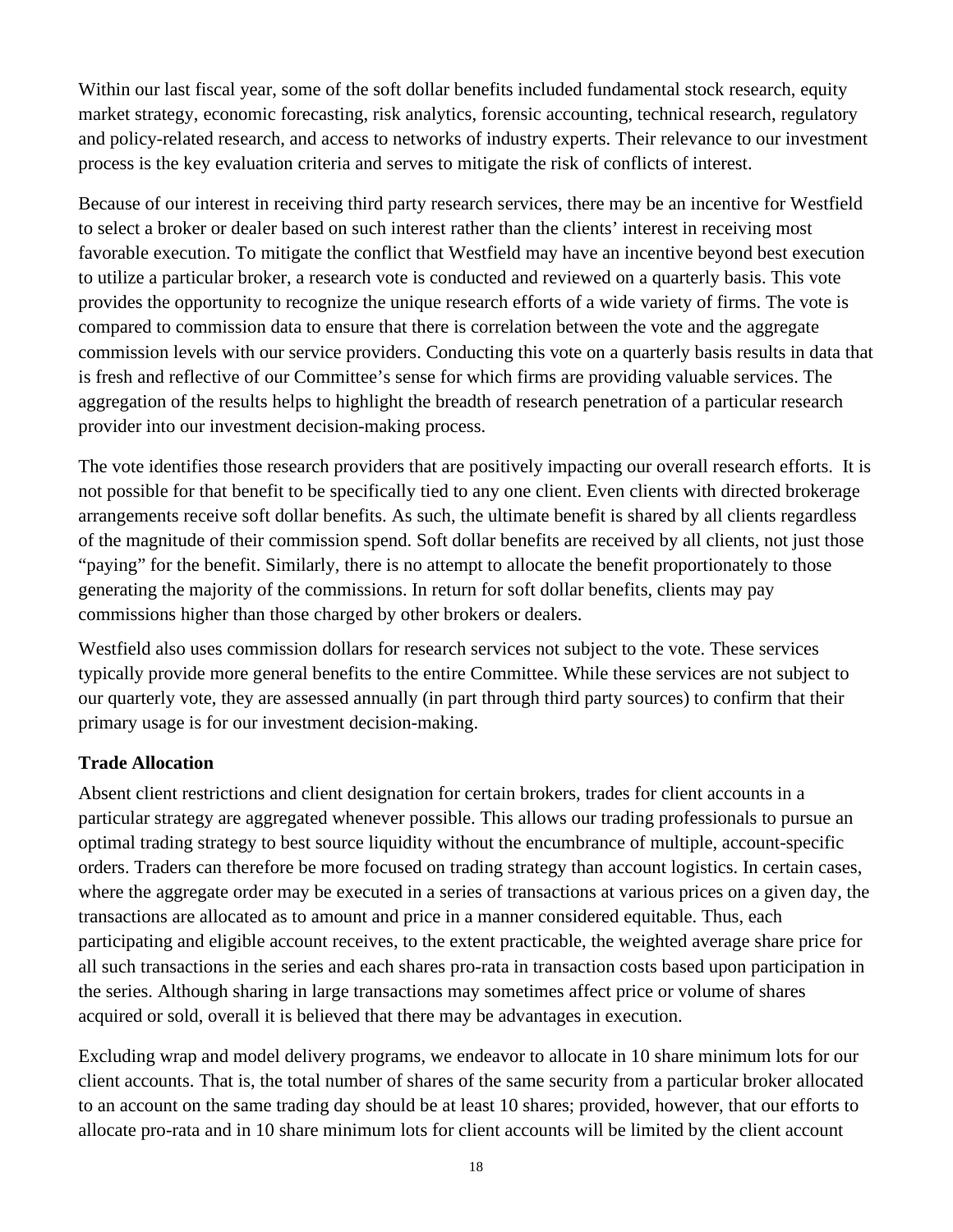Within our last fiscal year, some of the soft dollar benefits included fundamental stock research, equity market strategy, economic forecasting, risk analytics, forensic accounting, technical research, regulatory and policy-related research, and access to networks of industry experts. Their relevance to our investment process is the key evaluation criteria and serves to mitigate the risk of conflicts of interest.

Because of our interest in receiving third party research services, there may be an incentive for Westfield to select a broker or dealer based on such interest rather than the clients' interest in receiving most favorable execution. To mitigate the conflict that Westfield may have an incentive beyond best execution to utilize a particular broker, a research vote is conducted and reviewed on a quarterly basis. This vote provides the opportunity to recognize the unique research efforts of a wide variety of firms. The vote is compared to commission data to ensure that there is correlation between the vote and the aggregate commission levels with our service providers. Conducting this vote on a quarterly basis results in data that is fresh and reflective of our Committee's sense for which firms are providing valuable services. The aggregation of the results helps to highlight the breadth of research penetration of a particular research provider into our investment decision-making process.

The vote identifies those research providers that are positively impacting our overall research efforts. It is not possible for that benefit to be specifically tied to any one client. Even clients with directed brokerage arrangements receive soft dollar benefits. As such, the ultimate benefit is shared by all clients regardless of the magnitude of their commission spend. Soft dollar benefits are received by all clients, not just those "paying" for the benefit. Similarly, there is no attempt to allocate the benefit proportionately to those generating the majority of the commissions. In return for soft dollar benefits, clients may pay commissions higher than those charged by other brokers or dealers.

Westfield also uses commission dollars for research services not subject to the vote. These services typically provide more general benefits to the entire Committee. While these services are not subject to our quarterly vote, they are assessed annually (in part through third party sources) to confirm that their primary usage is for our investment decision-making.

**Trade Allocation**

Absent client restrictions and client designation for certain brokers, trades for client accounts in a particular strategy are aggregated whenever possible. This allows our trading professionals to pursue an optimal trading strategy to best source liquidity without the encumbrance of multiple, account-specific orders. Traders can therefore be more focused on trading strategy than account logistics. In certain cases, where the aggregate order may be executed in a series of transactions at various prices on a given day, the transactions are allocated as to amount and price in a manner considered equitable. Thus, each participating and eligible account receives, to the extent practicable, the weighted average share price for all such transactions in the series and each shares pro-rata in transaction costs based upon participation in the series. Although sharing in large transactions may sometimes affect price or volume of shares acquired or sold, overall it is believed that there may be advantages in execution.

Excluding wrap and model delivery programs, we endeavor to allocate in 10 share minimum lots for our client accounts. That is, the total number of shares of the same security from a particular broker allocated to an account on the same trading day should be at least 10 shares; provided, however, that our efforts to allocate pro-rata and in 10 share minimum lots for client accounts will be limited by the client account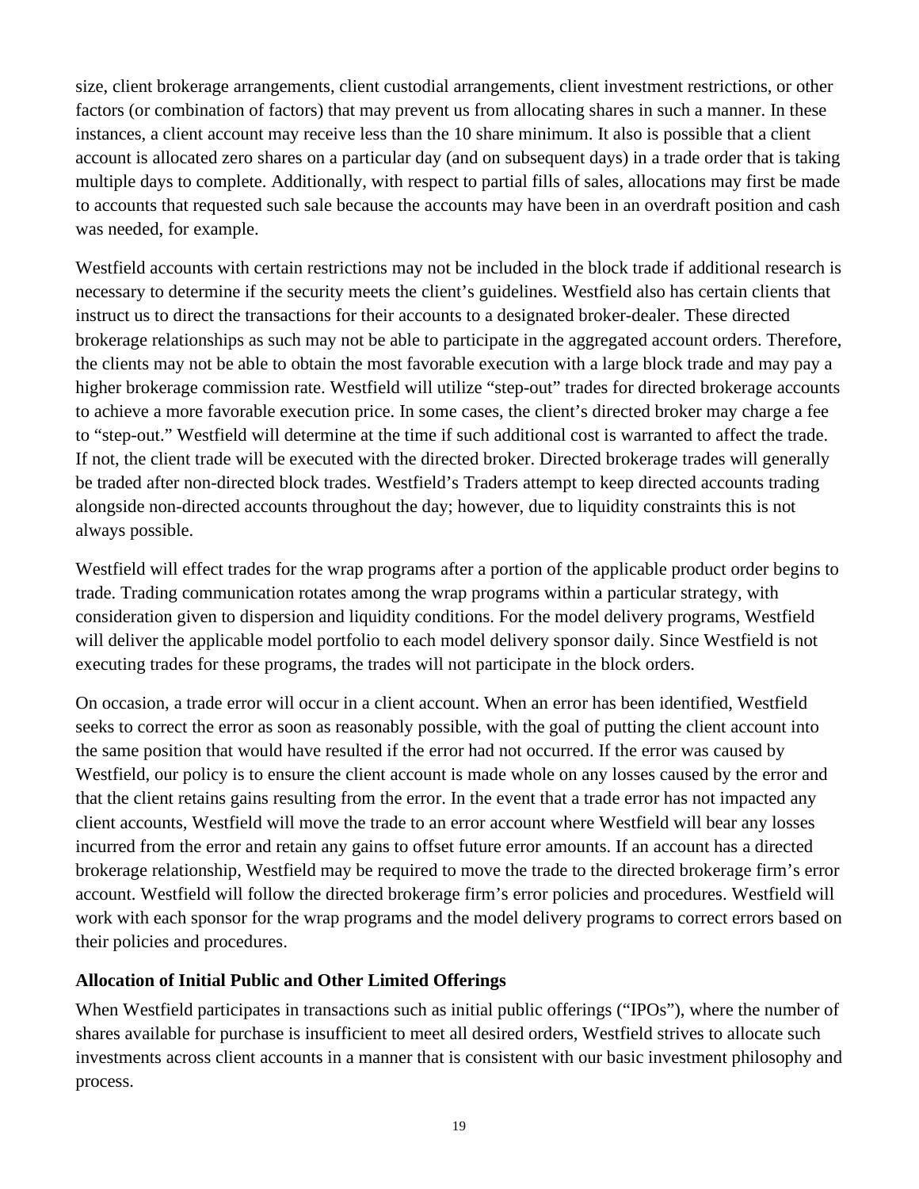size, client brokerage arrangements, client custodial arrangements, client investment restrictions, or other factors (or combination of factors) that may prevent us from allocating shares in such a manner. In these instances, a client account may receive less than the 10 share minimum. It also is possible that a client account is allocated zero shares on a particular day (and on subsequent days) in a trade order that is taking multiple days to complete. Additionally, with respect to partial fills of sales, allocations may first be made to accounts that requested such sale because the accounts may have been in an overdraft position and cash was needed, for example.

Westfield accounts with certain restrictions may not be included in the block trade if additional research is necessary to determine if the security meets the client's guidelines. Westfield also has certain clients that instruct us to direct the transactions for their accounts to a designated broker-dealer. These directed brokerage relationships as such may not be able to participate in the aggregated account orders. Therefore, the clients may not be able to obtain the most favorable execution with a large block trade and may pay a higher brokerage commission rate. Westfield will utilize "step-out" trades for directed brokerage accounts to achieve a more favorable execution price. In some cases, the client's directed broker may charge a fee to "step-out." Westfield will determine at the time if such additional cost is warranted to affect the trade. If not, the client trade will be executed with the directed broker. Directed brokerage trades will generally be traded after non-directed block trades. Westfield's Traders attempt to keep directed accounts trading alongside non-directed accounts throughout the day; however, due to liquidity constraints this is not always possible.

Westfield will effect trades for the wrap programs after a portion of the applicable product order begins to trade. Trading communication rotates among the wrap programs within a particular strategy, with consideration given to dispersion and liquidity conditions. For the model delivery programs, Westfield will deliver the applicable model portfolio to each model delivery sponsor daily. Since Westfield is not executing trades for these programs, the trades will not participate in the block orders.

On occasion, a trade error will occur in a client account. When an error has been identified, Westfield seeks to correct the error as soon as reasonably possible, with the goal of putting the client account into the same position that would have resulted if the error had not occurred. If the error was caused by Westfield, our policy is to ensure the client account is made whole on any losses caused by the error and that the client retains gains resulting from the error. In the event that a trade error has not impacted any client accounts, Westfield will move the trade to an error account where Westfield will bear any losses incurred from the error and retain any gains to offset future error amounts. If an account has a directed brokerage relationship, Westfield may be required to move the trade to the directed brokerage firm's error account. Westfield will follow the directed brokerage firm's error policies and procedures. Westfield will work with each sponsor for the wrap programs and the model delivery programs to correct errors based on their policies and procedures.

**Allocation of Initial Public and Other Limited Offerings**

When Westfield participates in transactions such as initial public offerings ("IPOs"), where the number of shares available for purchase is insufficient to meet all desired orders, Westfield strives to allocate such investments across client accounts in a manner that is consistent with our basic investment philosophy and process.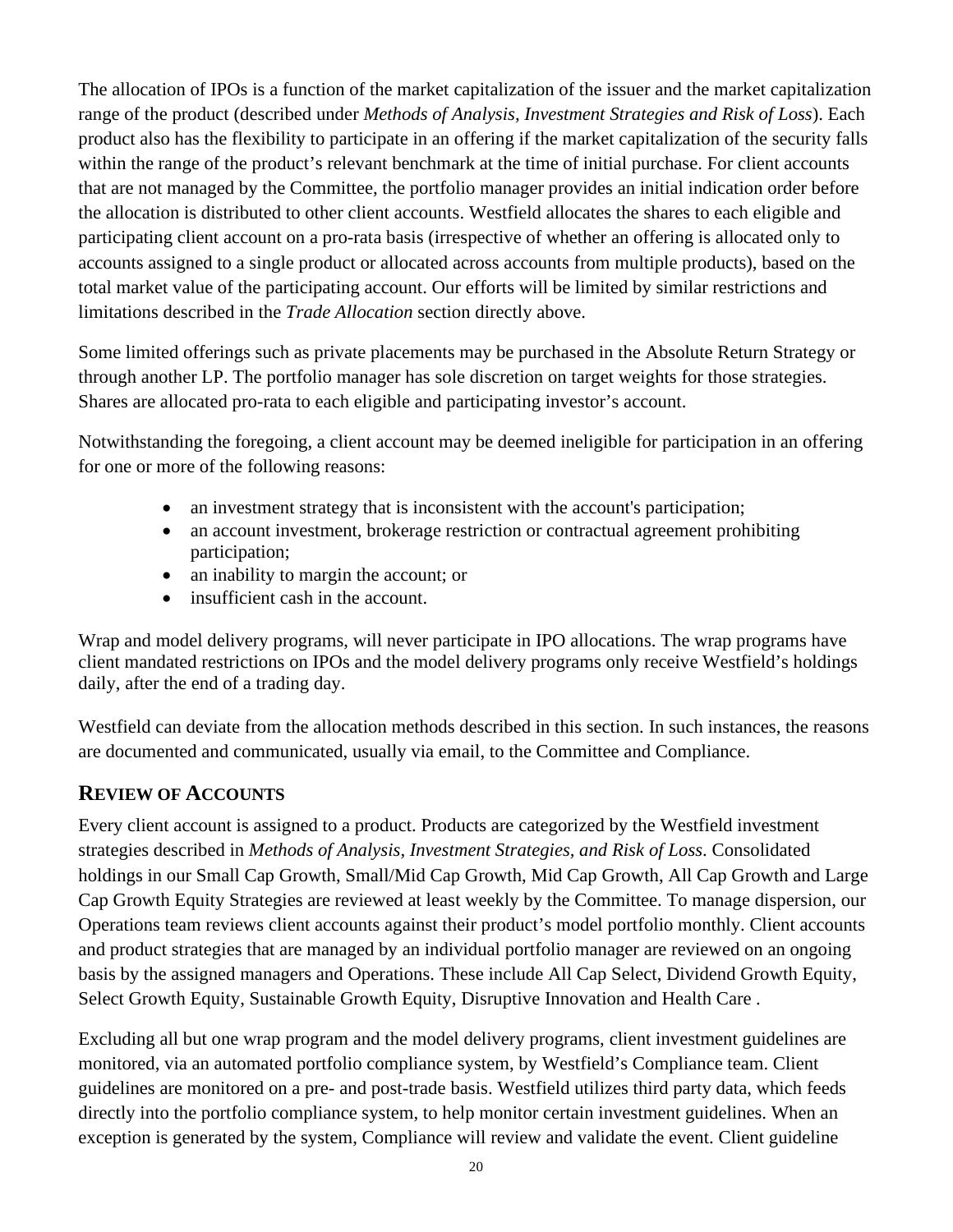The allocation of IPOs is a function of the market capitalization of the issuer and the market capitalization range of the product (described under *Methods of Analysis, Investment Strategies and Risk of Loss*). Each product also has the flexibility to participate in an offering if the market capitalization of the security falls within the range of the product's relevant benchmark at the time of initial purchase. For client accounts that are not managed by the Committee, the portfolio manager provides an initial indication order before the allocation is distributed to other client accounts. Westfield allocates the shares to each eligible and participating client account on a pro-rata basis (irrespective of whether an offering is allocated only to accounts assigned to a single product or allocated across accounts from multiple products), based on the total market value of the participating account. Our efforts will be limited by similar restrictions and limitations described in the *Trade Allocation* section directly above.

Some limited offerings such as private placements may be purchased in the Absolute Return Strategy or through another LP. The portfolio manager has sole discretion on target weights for those strategies. Shares are allocated pro-rata to each eligible and participating investor's account.

Notwithstanding the foregoing, a client account may be deemed ineligible for participation in an offering for one or more of the following reasons:

- an investment strategy that is inconsistent with the account's participation;
- an account investment, brokerage restriction or contractual agreement prohibiting participation;
- an inability to margin the account; or
- insufficient cash in the account.

Wrap and model delivery programs, will never participate in IPO allocations. The wrap programs have client mandated restrictions on IPOs and the model delivery programs only receive Westfield's holdings daily, after the end of a trading day.

Westfield can deviate from the allocation methods described in this section. In such instances, the reasons are documented and communicated, usually via email, to the Committee and Compliance.

## REVIEW OF ACCOUNTS

Every client account is assigned to a product. Products are categorized by the Westfield investment strategies described in *Methods of Analysis, Investment Strategies, and Risk of Loss*. Consolidated holdings in our Small Cap Growth, Small/Mid Cap Growth, Mid Cap Growth, All Cap Growth and Large Cap Growth Equity Strategies are reviewed at least weekly by the Committee. To manage dispersion, our Operations team reviews client accounts against their product's model portfolio monthly. Client accounts and product strategies that are managed by an individual portfolio manager are reviewed on an ongoing basis by the assigned managers and Operations. These include All Cap Select, Dividend Growth Equity, Select Growth Equity, Sustainable Growth Equity, Disruptive Innovation and Health Care .

Excluding all but one wrap program and the model delivery programs, client investment guidelines are monitored, via an automated portfolio compliance system, by Westfield's Compliance team. Client guidelines are monitored on a pre- and post-trade basis. Westfield utilizes third party data, which feeds directly into the portfolio compliance system, to help monitor certain investment guidelines. When an exception is generated by the system, Compliance will review and validate the event. Client guideline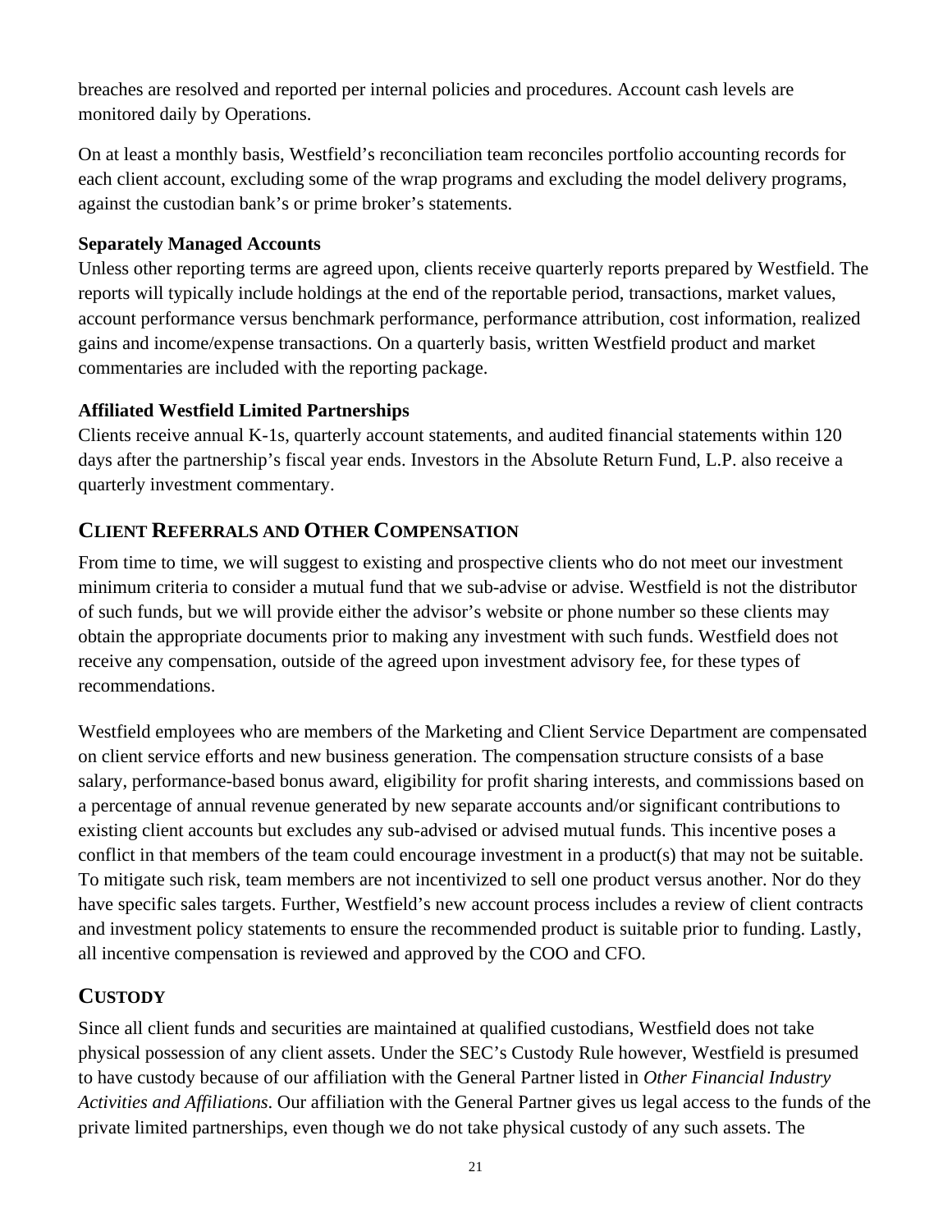breaches are resolved and reported per internal policies and procedures. Account cash levels are monitored daily by Operations.

On at least a monthly basis, Westfield's reconciliation team reconciles portfolio accounting records for each client account, excluding some of the wrap programs and excluding the model delivery programs, against the custodian bank's or prime broker's statements.

**Separately Managed Accounts**

Unless other reporting terms are agreed upon, clients receive quarterly reports prepared by Westfield. The reports will typically include holdings at the end of the reportable period, transactions, market values, account performance versus benchmark performance, performance attribution, cost information, realized gains and income/expense transactions. On a quarterly basis, written Westfield product and market commentaries are included with the reporting package.

**Affiliated Westfield Limited Partnerships**

Clients receive annual K-1s, quarterly account statements, and audited financial statements within 120 days after the partnership's fiscal year ends. Investors in the Absolute Return Fund, L.P. also receive a quarterly investment commentary.

## CLIENT REFERRALS AND OTHER COMPENSATION

From time to time, we will suggest to existing and prospective clients who do not meet our investment minimum criteria to consider a mutual fund that we sub-advise or advise. Westfield is not the distributor of such funds, but we will provide either the advisor's website or phone number so these clients may obtain the appropriate documents prior to making any investment with such funds. Westfield does not receive any compensation, outside of the agreed upon investment advisory fee, for these types of recommendations.

Westfield employees who are members of the Marketing and Client Service Department are compensated on client service efforts and new business generation. The compensation structure consists of a base salary, performance-based bonus award, eligibility for profit sharing interests, and commissions based on a percentage of annual revenue generated by new separate accounts and/or significant contributions to existing client accounts but excludes any sub-advised or advised mutual funds. This incentive poses a conflict in that members of the team could encourage investment in a product(s) that may not be suitable. To mitigate such risk, team members are not incentivized to sell one product versus another. Nor do they have specific sales targets. Further, Westfield's new account process includes a review of client contracts and investment policy statements to ensure the recommended product is suitable prior to funding. Lastly, all incentive compensation is reviewed and approved by the COO and CFO.

## CUSTODY

Since all client funds and securities are maintained at qualified custodians, Westfield does not take physical possession of any client assets. Under the SEC's Custody Rule however, Westfield is presumed to have custody because of our affiliation with the General Partner listed in *Other Financial Industry Activities and Affiliations*. Our affiliation with the General Partner gives us legal access to the funds of the private limited partnerships, even though we do not take physical custody of any such assets. The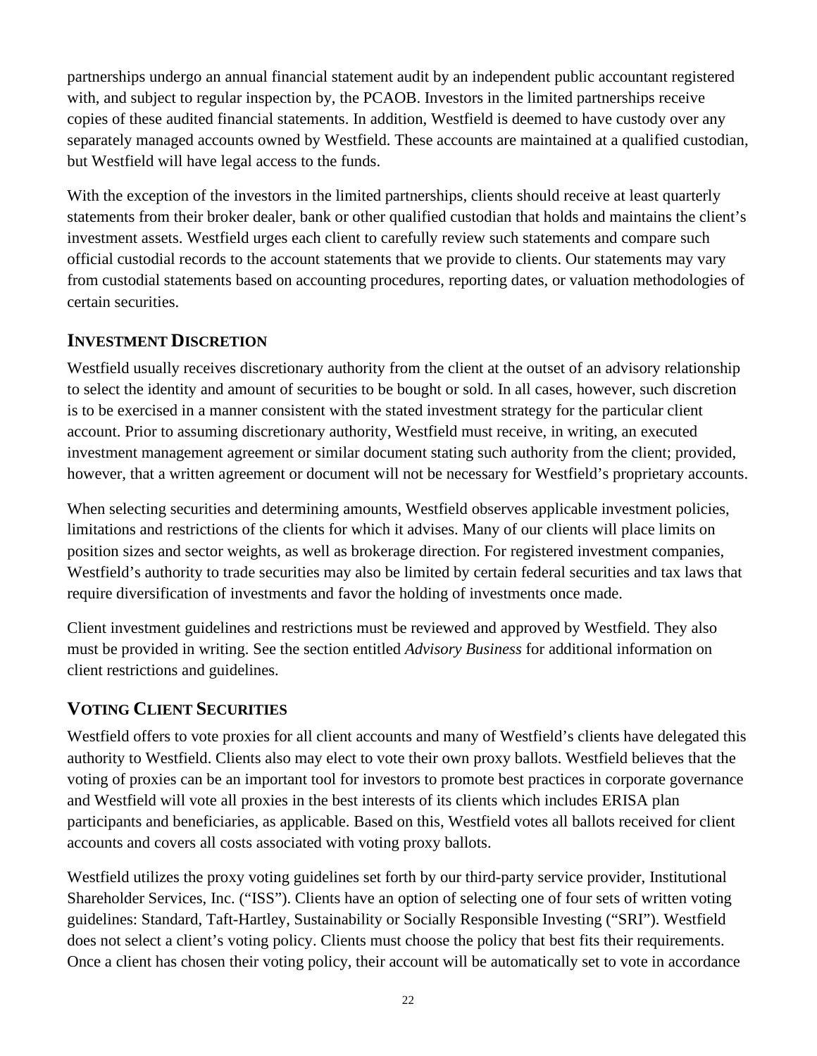partnerships undergo an annual financial statement audit by an independent public accountant registered with, and subject to regular inspection by, the PCAOB. Investors in the limited partnerships receive copies of these audited financial statements. In addition, Westfield is deemed to have custody over any separately managed accounts owned by Westfield. These accounts are maintained at a qualified custodian, but Westfield will have legal access to the funds.

With the exception of the investors in the limited partnerships, clients should receive at least quarterly statements from their broker dealer, bank or other qualified custodian that holds and maintains the client's investment assets. Westfield urges each client to carefully review such statements and compare such official custodial records to the account statements that we provide to clients. Our statements may vary from custodial statements based on accounting procedures, reporting dates, or valuation methodologies of certain securities.

## INVESTMENT DISCRETION

Westfield usually receives discretionary authority from the client at the outset of an advisory relationship to select the identity and amount of securities to be bought or sold. In all cases, however, such discretion is to be exercised in a manner consistent with the stated investment strategy for the particular client account. Prior to assuming discretionary authority, Westfield must receive, in writing, an executed investment management agreement or similar document stating such authority from the client; provided, however, that a written agreement or document will not be necessary for Westfield's proprietary accounts.

When selecting securities and determining amounts, Westfield observes applicable investment policies, limitations and restrictions of the clients for which it advises. Many of our clients will place limits on position sizes and sector weights, as well as brokerage direction. For registered investment companies, Westfield's authority to trade securities may also be limited by certain federal securities and tax laws that require diversification of investments and favor the holding of investments once made.

Client investment guidelines and restrictions must be reviewed and approved by Westfield. They also must be provided in writing. See the section entitled *Advisory Business* for additional information on client restrictions and guidelines.

## VOTING CLIENT SECURITIES

Westfield offers to vote proxies for all client accounts and many of Westfield's clients have delegated this authority to Westfield. Clients also may elect to vote their own proxy ballots. Westfield believes that the voting of proxies can be an important tool for investors to promote best practices in corporate governance and Westfield will vote all proxies in the best interests of its clients which includes ERISA plan participants and beneficiaries, as applicable. Based on this, Westfield votes all ballots received for client accounts and covers all costs associated with voting proxy ballots.

Westfield utilizes the proxy voting guidelines set forth by our third-party service provider, Institutional Shareholder Services, Inc. ("ISS"). Clients have an option of selecting one of four sets of written voting guidelines: Standard, Taft-Hartley, Sustainability or Socially Responsible Investing ("SRI"). Westfield does not select a client's voting policy. Clients must choose the policy that best fits their requirements. Once a client has chosen their voting policy, their account will be automatically set to vote in accordance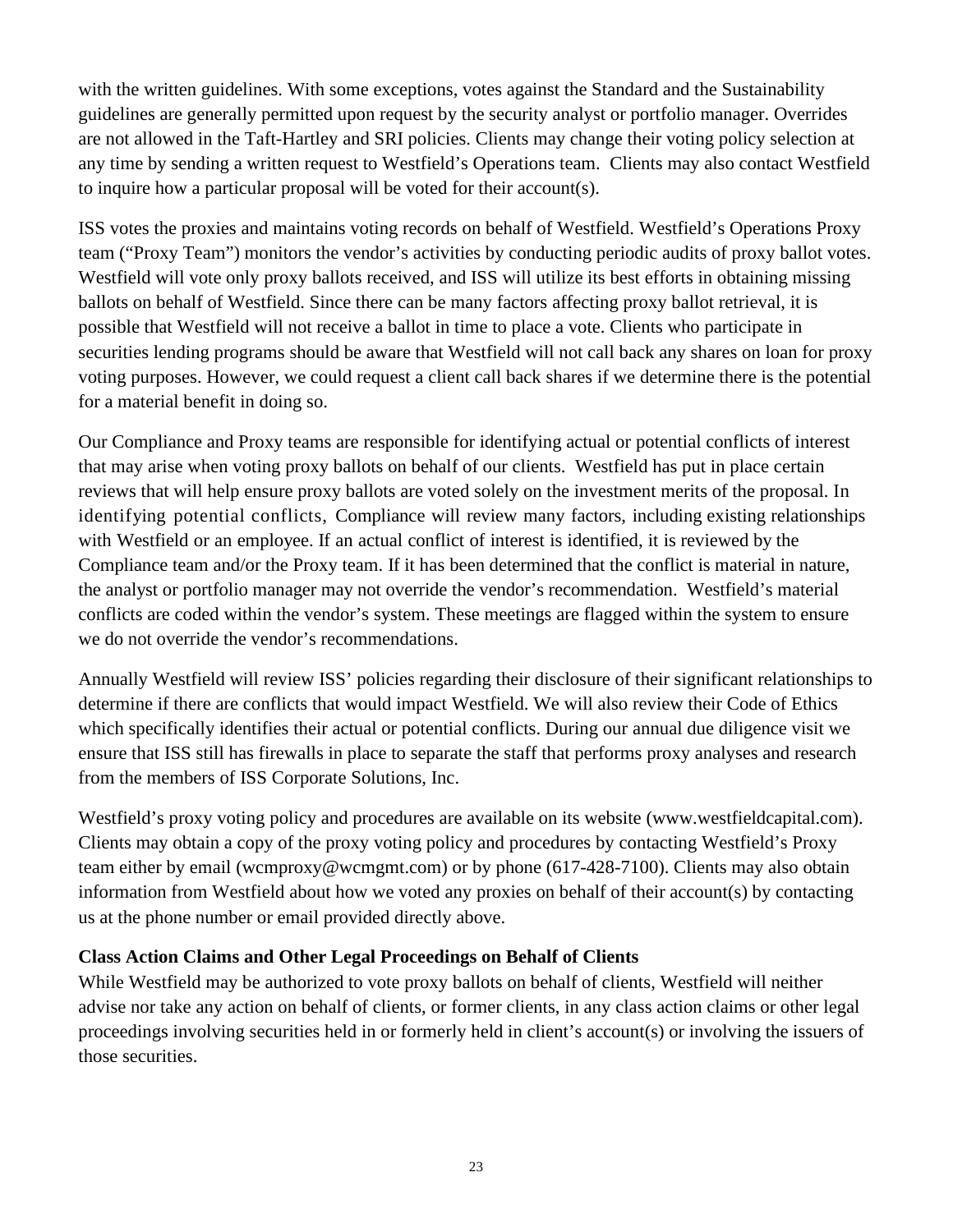with the written guidelines. With some exceptions, votes against the Standard and the Sustainability guidelines are generally permitted upon request by the security analyst or portfolio manager. Overrides are not allowed in the Taft-Hartley and SRI policies. Clients may change their voting policy selection at any time by sending a written request to Westfield's Operations team. Clients may also contact Westfield to inquire how a particular proposal will be voted for their account(s).

ISS votes the proxies and maintains voting records on behalf of Westfield. Westfield's Operations Proxy team ("Proxy Team") monitors the vendor's activities by conducting periodic audits of proxy ballot votes. Westfield will vote only proxy ballots received, and ISS will utilize its best efforts in obtaining missing ballots on behalf of Westfield. Since there can be many factors affecting proxy ballot retrieval, it is possible that Westfield will not receive a ballot in time to place a vote. Clients who participate in securities lending programs should be aware that Westfield will not call back any shares on loan for proxy voting purposes. However, we could request a client call back shares if we determine there is the potential for a material benefit in doing so.

Our Compliance and Proxy teams are responsible for identifying actual or potential conflicts of interest that may arise when voting proxy ballots on behalf of our clients. Westfield has put in place certain reviews that will help ensure proxy ballots are voted solely on the investment merits of the proposal. In identifying potential conflicts, Compliance will review many factors, including existing relationships with Westfield or an employee. If an actual conflict of interest is identified, it is reviewed by the Compliance team and/or the Proxy team. If it has been determined that the conflict is material in nature, the analyst or portfolio manager may not override the vendor's recommendation. Westfield's material conflicts are coded within the vendor's system. These meetings are flagged within the system to ensure we do not override the vendor's recommendations.

Annually Westfield will review ISS' policies regarding their disclosure of their significant relationships to determine if there are conflicts that would impact Westfield. We will also review their Code of Ethics which specifically identifies their actual or potential conflicts. During our annual due diligence visit we ensure that ISS still has firewalls in place to separate the staff that performs proxy analyses and research from the members of ISS Corporate Solutions, Inc.

Westfield's proxy voting policy and procedures are available on its website (www.westfieldcapital.com). Clients may obtain a copy of the proxy voting policy and procedures by contacting Westfield's Proxy team either by email (wcmproxy@wcmgmt.com) or by phone (617-428-7100). Clients may also obtain information from Westfield about how we voted any proxies on behalf of their account(s) by contacting us at the phone number or email provided directly above.

**Class Action Claims and Other Legal Proceedings on Behalf of Clients**

While Westfield may be authorized to vote proxy ballots on behalf of clients, Westfield will neither advise nor take any action on behalf of clients, or former clients, in any class action claims or other legal proceedings involving securities held in or formerly held in client's account(s) or involving the issuers of those securities.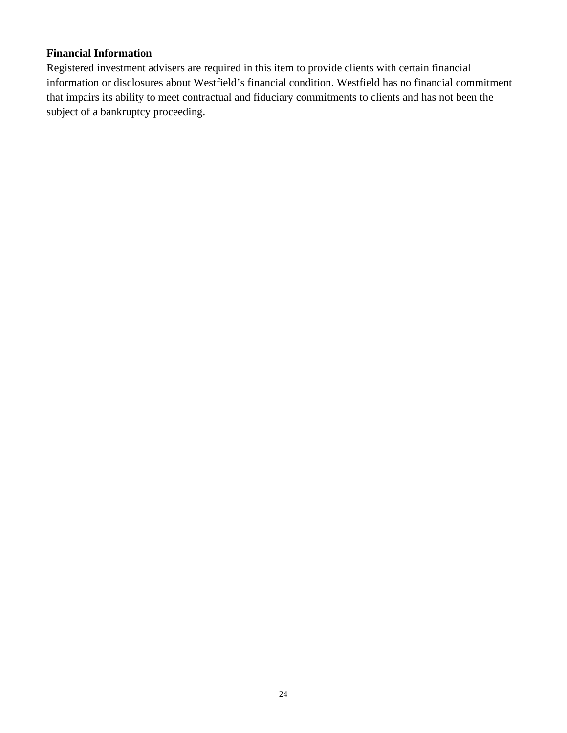**Financial Information**

Registered investment advisers are required in this item to provide clients with certain financial information or disclosures about Westfield's financial condition. Westfield has no financial commitment that impairs its ability to meet contractual and fiduciary commitments to clients and has not been the subject of a bankruptcy proceeding.